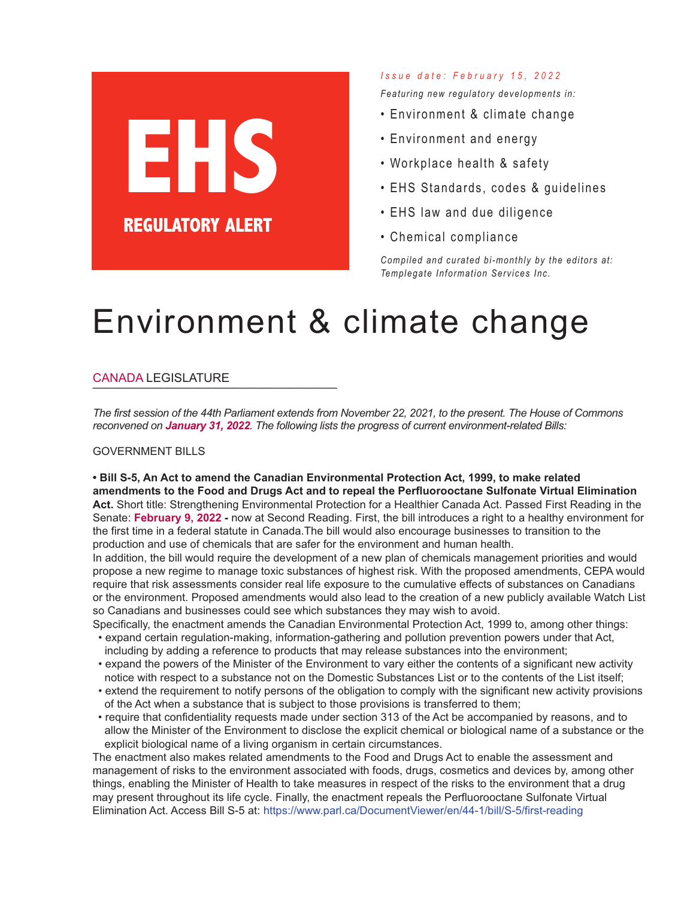# EHS

## REGULATORY ALERT

*Issue date: February 15, 2022*

*Featuring new regulatory developments in:*

- Environment & climate change
- Environment and energy
- Workplace health & safety
- EHS Standards, codes & guidelines
- EHS law and due diligence
- Chemical compliance

*Compiled and curated bi-monthly by the editors at: Templegate Information Services Inc.*

# Environment & climate change

## CANADA LEGISLATURE

*The first session of the 44th Parliament extends from November 22, 2021, to the present. The House of Commons reconvened on **January 31, 2022**. The following lists the progress of current environment-related Bills:*

GOVERNMENT BILLS

**• Bill S-5, An Act to amend the Canadian Environmental Protection Act, 1999, to make related amendments to the Food and Drugs Act and to repeal the Perfluorooctane Sulfonate Virtual Elimination Act.** Short title: Strengthening Environmental Protection for a Healthier Canada Act. Passed First Reading in the Senate: **February 9, 2022 -** now at Second Reading. First, the bill introduces a right to a healthy environment for the first time in a federal statute in Canada.The bill would also encourage businesses to transition to the production and use of chemicals that are safer for the environment and human health.

In addition, the bill would require the development of a new plan of chemicals management priorities and would propose a new regime to manage toxic substances of highest risk. With the proposed amendments, CEPA would require that risk assessments consider real life exposure to the cumulative effects of substances on Canadians or the environment. Proposed amendments would also lead to the creation of a new publicly available Watch List so Canadians and businesses could see which substances they may wish to avoid.

Specifically, the enactment amends the Canadian Environmental Protection Act, 1999 to, among other things:

- expand certain regulation-making, information-gathering and pollution prevention powers under that Act, including by adding a reference to products that may release substances into the environment;
- expand the powers of the Minister of the Environment to vary either the contents of a significant new activity notice with respect to a substance not on the Domestic Substances List or to the contents of the List itself;
- extend the requirement to notify persons of the obligation to comply with the significant new activity provisions of the Act when a substance that is subject to those provisions is transferred to them;
- require that confidentiality requests made under section 313 of the Act be accompanied by reasons, and to allow the Minister of the Environment to disclose the explicit chemical or biological name of a substance or the explicit biological name of a living organism in certain circumstances.

The enactment also makes related amendments to the Food and Drugs Act to enable the assessment and management of risks to the environment associated with foods, drugs, cosmetics and devices by, among other things, enabling the Minister of Health to take measures in respect of the risks to the environment that a drug may present throughout its life cycle. Finally, the enactment repeals the Perfluorooctane Sulfonate Virtual Elimination Act. Access Bill S-5 at: https://www.parl.ca/DocumentViewer/en/44-1/bill/S-5/first-reading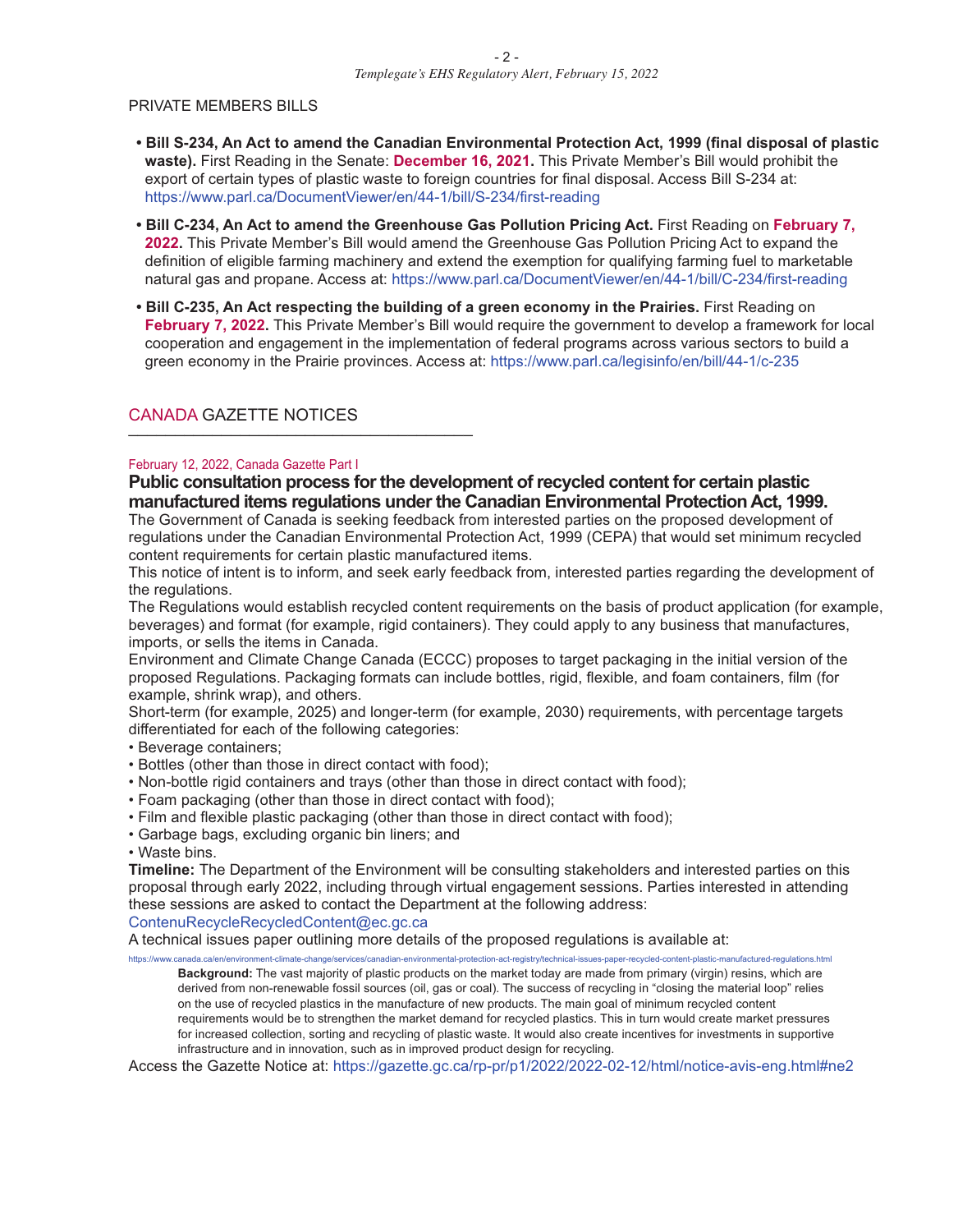## PRIVATE MEMBERS BILLS

- **Bill S-234, An Act to amend the Canadian Environmental Protection Act, 1999 (final disposal of plastic waste).** First Reading in the Senate: **December 16, 2021.** This Private Member's Bill would prohibit the export of certain types of plastic waste to foreign countries for final disposal. Access Bill S-234 at: https://www.parl.ca/DocumentViewer/en/44-1/bill/S-234/first-reading
- **Bill C-234, An Act to amend the Greenhouse Gas Pollution Pricing Act.** First Reading on **February 7, 2022.** This Private Member's Bill would amend the Greenhouse Gas Pollution Pricing Act to expand the definition of eligible farming machinery and extend the exemption for qualifying farming fuel to marketable natural gas and propane. Access at: https://www.parl.ca/DocumentViewer/en/44-1/bill/C-234/first-reading
- **Bill C-235, An Act respecting the building of a green economy in the Prairies.** First Reading on **February 7, 2022.** This Private Member's Bill would require the government to develop a framework for local cooperation and engagement in the implementation of federal programs across various sectors to build a green economy in the Prairie provinces. Access at: https://www.parl.ca/legisinfo/en/bill/44-1/c-235

## CANADA GAZETTE NOTICES

February 12, 2022, Canada Gazette Part I

### Public consultation process for the development of recycled content for certain plastic manufactured items regulations under the Canadian Environmental Protection Act, 1999.

The Government of Canada is seeking feedback from interested parties on the proposed development of regulations under the Canadian Environmental Protection Act, 1999 (CEPA) that would set minimum recycled content requirements for certain plastic manufactured items.

This notice of intent is to inform, and seek early feedback from, interested parties regarding the development of the regulations.

The Regulations would establish recycled content requirements on the basis of product application (for example, beverages) and format (for example, rigid containers). They could apply to any business that manufactures, imports, or sells the items in Canada.

Environment and Climate Change Canada (ECCC) proposes to target packaging in the initial version of the proposed Regulations. Packaging formats can include bottles, rigid, flexible, and foam containers, film (for example, shrink wrap), and others.

Short-term (for example, 2025) and longer-term (for example, 2030) requirements, with percentage targets differentiated for each of the following categories:

- Beverage containers;
- Bottles (other than those in direct contact with food);
- Non-bottle rigid containers and trays (other than those in direct contact with food);
- Foam packaging (other than those in direct contact with food);
- Film and flexible plastic packaging (other than those in direct contact with food);
- Garbage bags, excluding organic bin liners; and
- Waste bins.

**Timeline:** The Department of the Environment will be consulting stakeholders and interested parties on this proposal through early 2022, including through virtual engagement sessions. Parties interested in attending these sessions are asked to contact the Department at the following address:

ContenuRecycleRecycledContent@ec.gc.ca

A technical issues paper outlining more details of the proposed regulations is available at:

https://www.canada.ca/en/environment-climate-change/services/canadian-environmental-protection-act-registry/technical-issues-paper-recycled-content-plastic-manufactured-regulations.html

> **Background:** The vast majority of plastic products on the market today are made from primary (virgin) resins, which are derived from non-renewable fossil sources (oil, gas or coal). The success of recycling in "closing the material loop" relies on the use of recycled plastics in the manufacture of new products. The main goal of minimum recycled content requirements would be to strengthen the market demand for recycled plastics. This in turn would create market pressures for increased collection, sorting and recycling of plastic waste. It would also create incentives for investments in supportive infrastructure and in innovation, such as in improved product design for recycling.

Access the Gazette Notice at: https://gazette.gc.ca/rp-pr/p1/2022/2022-02-12/html/notice-avis-eng.html#ne2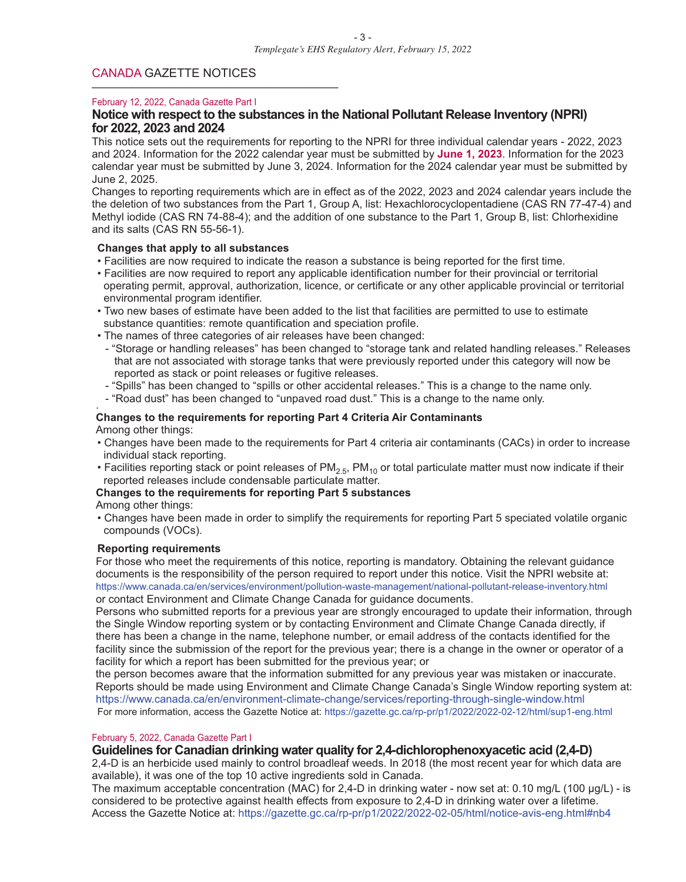## CANADA GAZETTE NOTICES

February 12, 2022, Canada Gazette Part I

### Notice with respect to the substances in the National Pollutant Release Inventory (NPRI) for 2022, 2023 and 2024

This notice sets out the requirements for reporting to the NPRI for three individual calendar years - 2022, 2023 and 2024. Information for the 2022 calendar year must be submitted by **June 1, 2023**. Information for the 2023 calendar year must be submitted by June 3, 2024. Information for the 2024 calendar year must be submitted by June 2, 2025.

Changes to reporting requirements which are in effect as of the 2022, 2023 and 2024 calendar years include the the deletion of two substances from the Part 1, Group A, list: Hexachlorocyclopentadiene (CAS RN 77-47-4) and Methyl iodide (CAS RN 74-88-4); and the addition of one substance to the Part 1, Group B, list: Chlorhexidine and its salts (CAS RN 55-56-1).

**Changes that apply to all substances**

- Facilities are now required to indicate the reason a substance is being reported for the first time.
- Facilities are now required to report any applicable identification number for their provincial or territorial operating permit, approval, authorization, licence, or certificate or any other applicable provincial or territorial environmental program identifier.
- Two new bases of estimate have been added to the list that facilities are permitted to use to estimate substance quantities: remote quantification and speciation profile.
- The names of three categories of air releases have been changed:
  - "Storage or handling releases" has been changed to "storage tank and related handling releases." Releases that are not associated with storage tanks that were previously reported under this category will now be reported as stack or point releases or fugitive releases.
  - "Spills" has been changed to "spills or other accidental releases." This is a change to the name only.
  - "Road dust" has been changed to "unpaved road dust." This is a change to the name only.

**Changes to the requirements for reporting Part 4 Criteria Air Contaminants**

Among other things:

- Changes have been made to the requirements for Part 4 criteria air contaminants (CACs) in order to increase individual stack reporting.
- Facilities reporting stack or point releases of $PM_{2.5}$, $PM_{10}$ or total particulate matter must now indicate if their reported releases include condensable particulate matter.

**Changes to the requirements for reporting Part 5 substances**

Among other things:

- Changes have been made in order to simplify the requirements for reporting Part 5 speciated volatile organic compounds (VOCs).

**Reporting requirements**

For those who meet the requirements of this notice, reporting is mandatory. Obtaining the relevant guidance documents is the responsibility of the person required to report under this notice. Visit the NPRI website at: https://www.canada.ca/en/services/environment/pollution-waste-management/national-pollutant-release-inventory.html or contact Environment and Climate Change Canada for guidance documents.

Persons who submitted reports for a previous year are strongly encouraged to update their information, through the Single Window reporting system or by contacting Environment and Climate Change Canada directly, if there has been a change in the name, telephone number, or email address of the contacts identified for the facility since the submission of the report for the previous year; there is a change in the owner or operator of a facility for which a report has been submitted for the previous year; or the person becomes aware that the information submitted for any previous year was mistaken or inaccurate.

Reports should be made using Environment and Climate Change Canada's Single Window reporting system at: https://www.canada.ca/en/environment-climate-change/services/reporting-through-single-window.html

For more information, access the Gazette Notice at: https://gazette.gc.ca/rp-pr/p1/2022/2022-02-12/html/sup1-eng.html

February 5, 2022, Canada Gazette Part I

### Guidelines for Canadian drinking water quality for 2,4-dichlorophenoxyacetic acid (2,4-D)

2,4-D is an herbicide used mainly to control broadleaf weeds. In 2018 (the most recent year for which data are available), it was one of the top 10 active ingredients sold in Canada.

The maximum acceptable concentration (MAC) for 2,4-D in drinking water - now set at: 0.10 mg/L (100 μg/L) - is considered to be protective against health effects from exposure to 2,4-D in drinking water over a lifetime.

Access the Gazette Notice at: https://gazette.gc.ca/rp-pr/p1/2022/2022-02-05/html/notice-avis-eng.html#nb4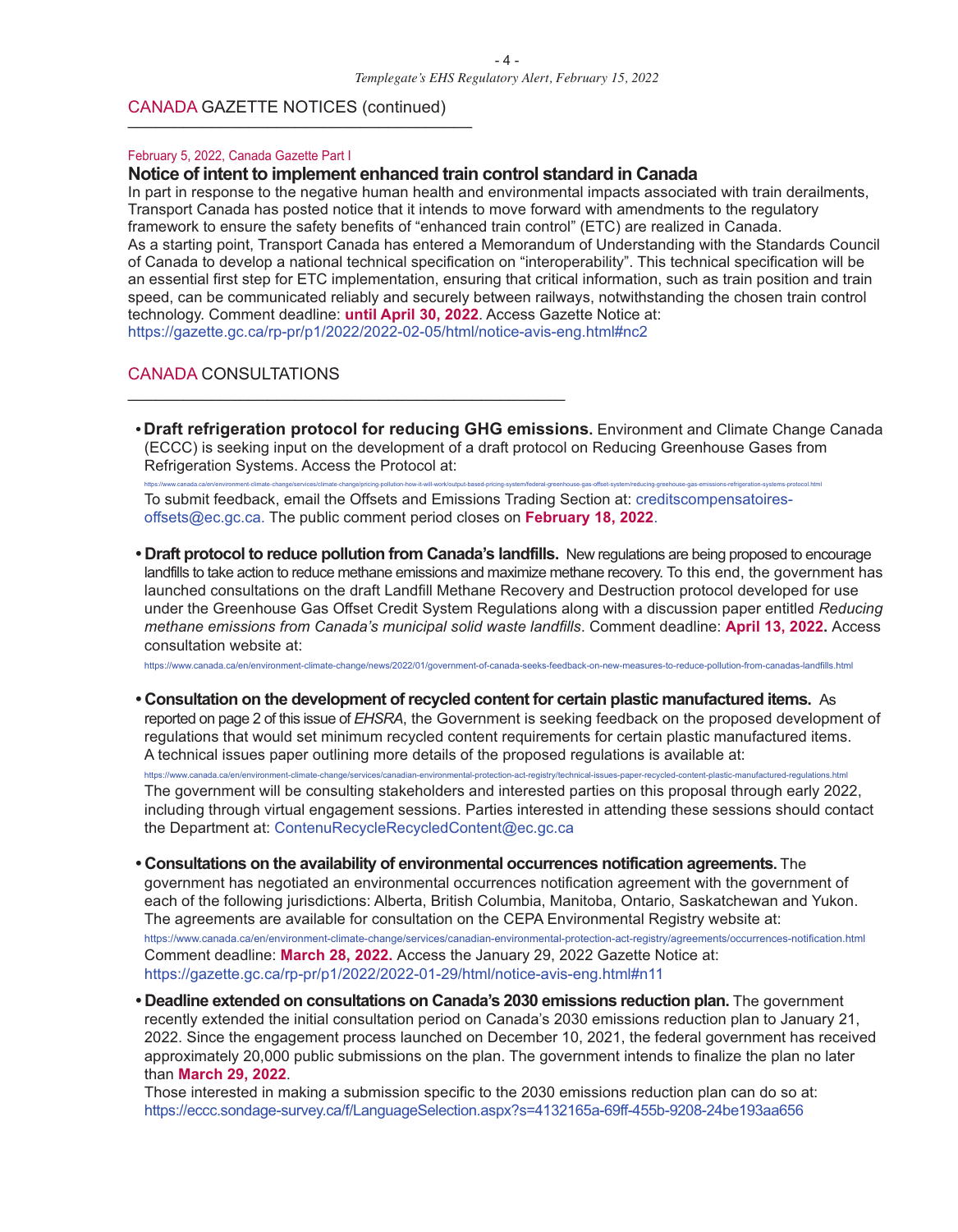## CANADA GAZETTE NOTICES (continued)

February 5, 2022, Canada Gazette Part I

### Notice of intent to implement enhanced train control standard in Canada

In part in response to the negative human health and environmental impacts associated with train derailments, Transport Canada has posted notice that it intends to move forward with amendments to the regulatory framework to ensure the safety benefits of "enhanced train control" (ETC) are realized in Canada.

As a starting point, Transport Canada has entered a Memorandum of Understanding with the Standards Council of Canada to develop a national technical specification on "interoperability". This technical specification will be an essential first step for ETC implementation, ensuring that critical information, such as train position and train speed, can be communicated reliably and securely between railways, notwithstanding the chosen train control technology. Comment deadline: **until April 30, 2022**. Access Gazette Notice at: https://gazette.gc.ca/rp-pr/p1/2022/2022-02-05/html/notice-avis-eng.html#nc2

## CANADA CONSULTATIONS

- **Draft refrigeration protocol for reducing GHG emissions.** Environment and Climate Change Canada (ECCC) is seeking input on the development of a draft protocol on Reducing Greenhouse Gases from Refrigeration Systems. Access the Protocol at:
  https://www.canada.ca/en/environment-climate-change/services/climate-change/pricing-pollution-how-it-will-work/output-based-pricing-system/federal-greenhouse-gas-offset-system/reducing-greehouse-gas-emissions-refrigeration-systems-protocol.html
  To submit feedback, email the Offsets and Emissions Trading Section at: creditscompensatoires-offsets@ec.gc.ca. The public comment period closes on **February 18, 2022**.

- **Draft protocol to reduce pollution from Canada's landfills.** New regulations are being proposed to encourage landfills to take action to reduce methane emissions and maximize methane recovery. To this end, the government has launched consultations on the draft Landfill Methane Recovery and Destruction protocol developed for use under the Greenhouse Gas Offset Credit System Regulations along with a discussion paper entitled *Reducing methane emissions from Canada's municipal solid waste landfills*. Comment deadline: **April 13, 2022.** Access consultation website at:
  https://www.canada.ca/en/environment-climate-change/news/2022/01/government-of-canada-seeks-feedback-on-new-measures-to-reduce-pollution-from-canadas-landfills.html

- **Consultation on the development of recycled content for certain plastic manufactured items.** As reported on page 2 of this issue of *EHSRA*, the Government is seeking feedback on the proposed development of regulations that would set minimum recycled content requirements for certain plastic manufactured items. A technical issues paper outlining more details of the proposed regulations is available at:
  https://www.canada.ca/en/environment-climate-change/services/canadian-environmental-protection-act-registry/technical-issues-paper-recycled-content-plastic-manufactured-regulations.html
  The government will be consulting stakeholders and interested parties on this proposal through early 2022, including through virtual engagement sessions. Parties interested in attending these sessions should contact the Department at: ContenuRecycleRecycledContent@ec.gc.ca

- **Consultations on the availability of environmental occurrences notification agreements.** The government has negotiated an environmental occurrences notification agreement with the government of each of the following jurisdictions: Alberta, British Columbia, Manitoba, Ontario, Saskatchewan and Yukon. The agreements are available for consultation on the CEPA Environmental Registry website at:
  https://www.canada.ca/en/environment-climate-change/services/canadian-environmental-protection-act-registry/agreements/occurrences-notification.html
  Comment deadline: **March 28, 2022.** Access the January 29, 2022 Gazette Notice at: https://gazette.gc.ca/rp-pr/p1/2022/2022-01-29/html/notice-avis-eng.html#n11

- **Deadline extended on consultations on Canada's 2030 emissions reduction plan.** The government recently extended the initial consultation period on Canada's 2030 emissions reduction plan to January 21, 2022. Since the engagement process launched on December 10, 2021, the federal government has received approximately 20,000 public submissions on the plan. The government intends to finalize the plan no later than **March 29, 2022**.
  Those interested in making a submission specific to the 2030 emissions reduction plan can do so at: https://eccc.sondage-survey.ca/f/LanguageSelection.aspx?s=4132165a-69ff-455b-9208-24be193aa656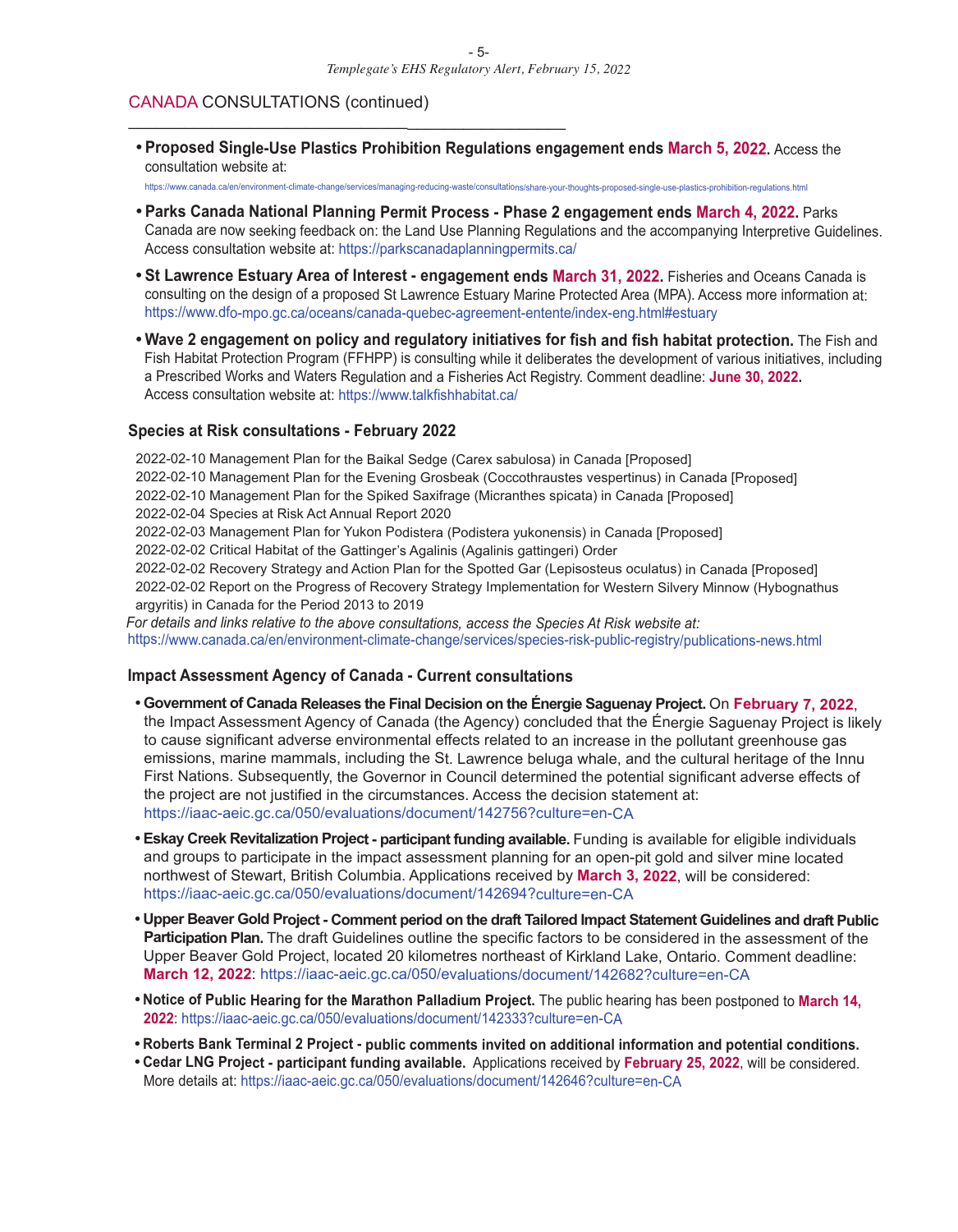## CANADA CONSULTATIONS (continued)

- **Proposed Single-Use Plastics Prohibition Regulations engagement ends March 5, 2022.** Access the consultation website at: https://www.canada.ca/en/environment-climate-change/services/managing-reducing-waste/consultations/share-your-thoughts-proposed-single-use-plastics-prohibition-regulations.html
- **Parks Canada National Planning Permit Process - Phase 2 engagement ends March 4, 2022.** Parks Canada are now seeking feedback on: the Land Use Planning Regulations and the accompanying Interpretive Guidelines. Access consultation website at: https://parkscanadaplanningpermits.ca/
- **St Lawrence Estuary Area of Interest - engagement ends March 31, 2022.** Fisheries and Oceans Canada is consulting on the design of a proposed St Lawrence Estuary Marine Protected Area (MPA). Access more information at: https://www.dfo-mpo.gc.ca/oceans/canada-quebec-agreement-entente/index-eng.html#estuary
- **Wave 2 engagement on policy and regulatory initiatives for fish and fish habitat protection.** The Fish and Fish Habitat Protection Program (FFHPP) is consulting while it deliberates the development of various initiatives, including a Prescribed Works and Waters Regulation and a Fisheries Act Registry. Comment deadline: **June 30, 2022.** Access consultation website at: https://www.talkfishhabitat.ca/

### Species at Risk consultations - February 2022

2022-02-10 Management Plan for the Baikal Sedge (Carex sabulosa) in Canada [Proposed]
2022-02-10 Management Plan for the Evening Grosbeak (Coccothraustes vespertinus) in Canada [Proposed]
2022-02-10 Management Plan for the Spiked Saxifrage (Micranthes spicata) in Canada [Proposed]
2022-02-04 Species at Risk Act Annual Report 2020
2022-02-03 Management Plan for Yukon Podistera (Podistera yukonensis) in Canada [Proposed]
2022-02-02 Critical Habitat of the Gattinger's Agalinis (Agalinis gattingeri) Order
2022-02-02 Recovery Strategy and Action Plan for the Spotted Gar (Lepisosteus oculatus) in Canada [Proposed]
2022-02-02 Report on the Progress of Recovery Strategy Implementation for Western Silvery Minnow (Hybognathus argyritis) in Canada for the Period 2013 to 2019

*For details and links relative to the above consultations, access the Species At Risk website at:*
https://www.canada.ca/en/environment-climate-change/services/species-risk-public-registry/publications-news.html

### Impact Assessment Agency of Canada - Current consultations

- **Government of Canada Releases the Final Decision on the Énergie Saguenay Project.** On **February 7, 2022**, the Impact Assessment Agency of Canada (the Agency) concluded that the Énergie Saguenay Project is likely to cause significant adverse environmental effects related to an increase in the pollutant greenhouse gas emissions, marine mammals, including the St. Lawrence beluga whale, and the cultural heritage of the Innu First Nations. Subsequently, the Governor in Council determined the potential significant adverse effects of the project are not justified in the circumstances. Access the decision statement at: https://iaac-aeic.gc.ca/050/evaluations/document/142756?culture=en-CA
- **Eskay Creek Revitalization Project - participant funding available.** Funding is available for eligible individuals and groups to participate in the impact assessment planning for an open-pit gold and silver mine located northwest of Stewart, British Columbia. Applications received by **March 3, 2022**, will be considered: https://iaac-aeic.gc.ca/050/evaluations/document/142694?culture=en-CA
- **Upper Beaver Gold Project - Comment period on the draft Tailored Impact Statement Guidelines and draft Public Participation Plan.** The draft Guidelines outline the specific factors to be considered in the assessment of the Upper Beaver Gold Project, located 20 kilometres northeast of Kirkland Lake, Ontario. Comment deadline: **March 12, 2022**: https://iaac-aeic.gc.ca/050/evaluations/document/142682?culture=en-CA
- **Notice of Public Hearing for the Marathon Palladium Project.** The public hearing has been postponed to **March 14, 2022**: https://iaac-aeic.gc.ca/050/evaluations/document/142333?culture=en-CA
- **Roberts Bank Terminal 2 Project - public comments invited on additional information and potential conditions.**
- **Cedar LNG Project - participant funding available.** Applications received by **February 25, 2022**, will be considered. More details at: https://iaac-aeic.gc.ca/050/evaluations/document/142646?culture=en-CA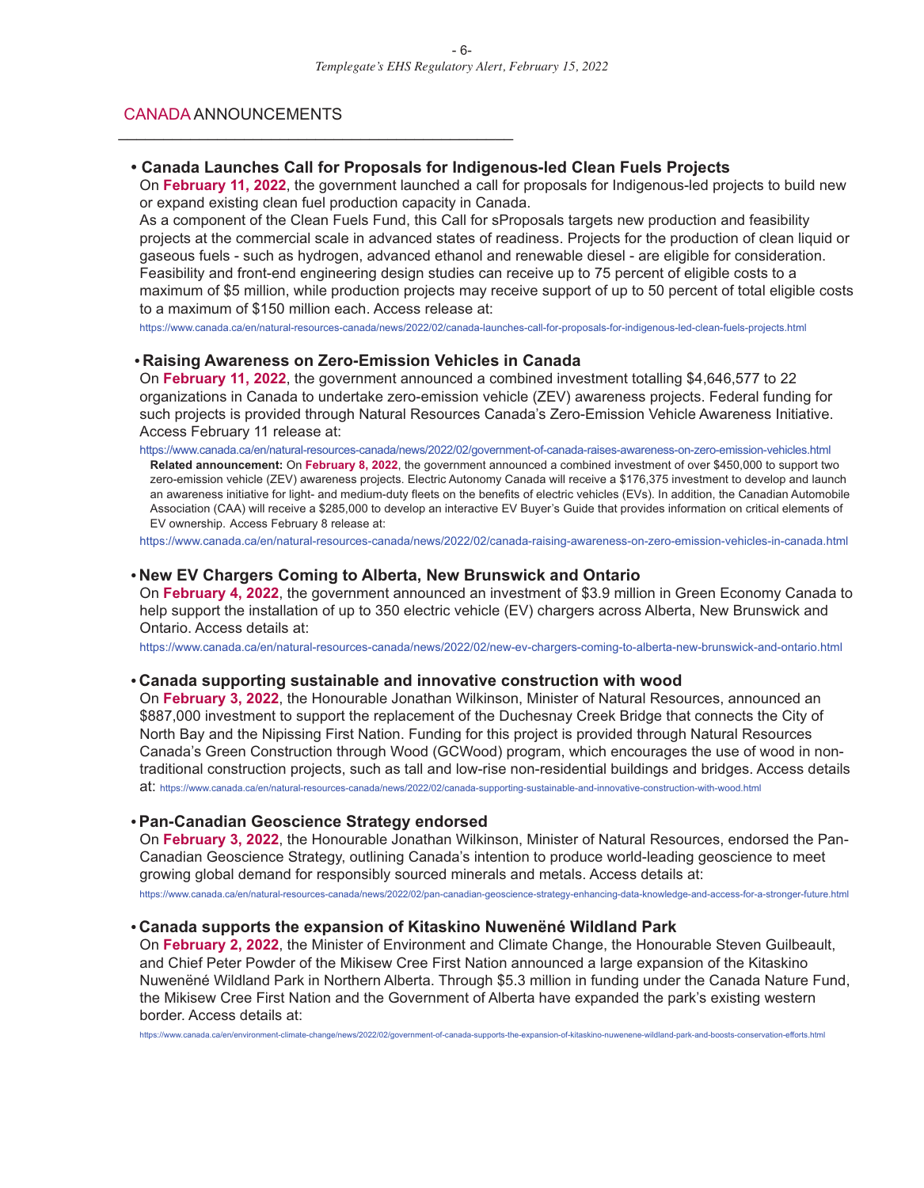## CANADA ANNOUNCEMENTS

- **Canada Launches Call for Proposals for Indigenous-led Clean Fuels Projects**

  On **February 11, 2022**, the government launched a call for proposals for Indigenous-led projects to build new or expand existing clean fuel production capacity in Canada.

  As a component of the Clean Fuels Fund, this Call for sProposals targets new production and feasibility projects at the commercial scale in advanced states of readiness. Projects for the production of clean liquid or gaseous fuels - such as hydrogen, advanced ethanol and renewable diesel - are eligible for consideration. Feasibility and front-end engineering design studies can receive up to 75 percent of eligible costs to a maximum of $5 million, while production projects may receive support of up to 50 percent of total eligible costs to a maximum of $150 million each. Access release at:

  https://www.canada.ca/en/natural-resources-canada/news/2022/02/canada-launches-call-for-proposals-for-indigenous-led-clean-fuels-projects.html

- **Raising Awareness on Zero-Emission Vehicles in Canada**

  On **February 11, 2022**, the government announced a combined investment totalling $4,646,577 to 22 organizations in Canada to undertake zero-emission vehicle (ZEV) awareness projects. Federal funding for such projects is provided through Natural Resources Canada's Zero-Emission Vehicle Awareness Initiative. Access February 11 release at:

  https://www.canada.ca/en/natural-resources-canada/news/2022/02/government-of-canada-raises-awareness-on-zero-emission-vehicles.html

  **Related announcement:** On **February 8, 2022**, the government announced a combined investment of over $450,000 to support two zero-emission vehicle (ZEV) awareness projects. Electric Autonomy Canada will receive a $176,375 investment to develop and launch an awareness initiative for light- and medium-duty fleets on the benefits of electric vehicles (EVs). In addition, the Canadian Automobile Association (CAA) will receive a $285,000 to develop an interactive EV Buyer's Guide that provides information on critical elements of EV ownership. Access February 8 release at:

  https://www.canada.ca/en/natural-resources-canada/news/2022/02/canada-raising-awareness-on-zero-emission-vehicles-in-canada.html

- **New EV Chargers Coming to Alberta, New Brunswick and Ontario**

  On **February 4, 2022**, the government announced an investment of $3.9 million in Green Economy Canada to help support the installation of up to 350 electric vehicle (EV) chargers across Alberta, New Brunswick and Ontario. Access details at:

  https://www.canada.ca/en/natural-resources-canada/news/2022/02/new-ev-chargers-coming-to-alberta-new-brunswick-and-ontario.html

- **Canada supporting sustainable and innovative construction with wood**

  On **February 3, 2022**, the Honourable Jonathan Wilkinson, Minister of Natural Resources, announced an $887,000 investment to support the replacement of the Duchesnay Creek Bridge that connects the City of North Bay and the Nipissing First Nation. Funding for this project is provided through Natural Resources Canada's Green Construction through Wood (GCWood) program, which encourages the use of wood in non-traditional construction projects, such as tall and low-rise non-residential buildings and bridges. Access details at: https://www.canada.ca/en/natural-resources-canada/news/2022/02/canada-supporting-sustainable-and-innovative-construction-with-wood.html

- **Pan-Canadian Geoscience Strategy endorsed**

  On **February 3, 2022**, the Honourable Jonathan Wilkinson, Minister of Natural Resources, endorsed the Pan-Canadian Geoscience Strategy, outlining Canada's intention to produce world-leading geoscience to meet growing global demand for responsibly sourced minerals and metals. Access details at:

  https://www.canada.ca/en/natural-resources-canada/news/2022/02/pan-canadian-geoscience-strategy-enhancing-data-knowledge-and-access-for-a-stronger-future.html

- **Canada supports the expansion of Kitaskino Nuwenëné Wildland Park**

  On **February 2, 2022**, the Minister of Environment and Climate Change, the Honourable Steven Guilbeault, and Chief Peter Powder of the Mikisew Cree First Nation announced a large expansion of the Kitaskino Nuwenëné Wildland Park in Northern Alberta. Through $5.3 million in funding under the Canada Nature Fund, the Mikisew Cree First Nation and the Government of Alberta have expanded the park's existing western border. Access details at:

  https://www.canada.ca/en/environment-climate-change/news/2022/02/government-of-canada-supports-the-expansion-of-kitaskino-nuwenene-wildland-park-and-boosts-conservation-efforts.html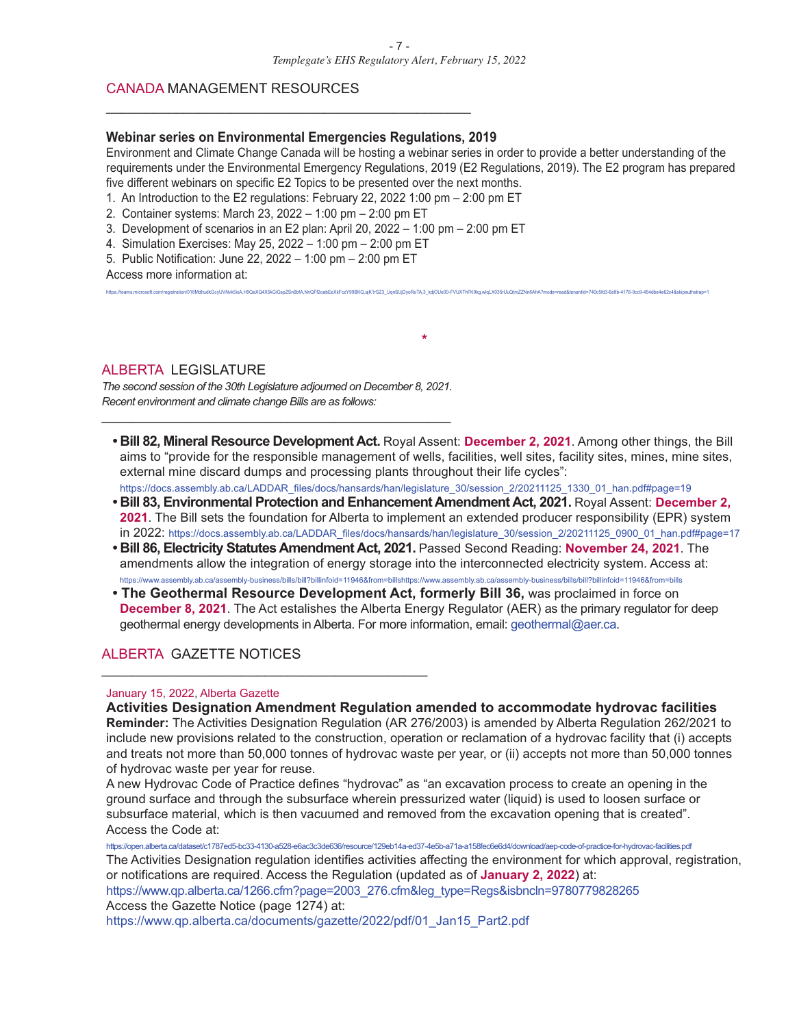## CANADA MANAGEMENT RESOURCES

### Webinar series on Environmental Emergencies Regulations, 2019

Environment and Climate Change Canada will be hosting a webinar series in order to provide a better understanding of the requirements under the Environmental Emergency Regulations, 2019 (E2 Regulations, 2019). The E2 program has prepared five different webinars on specific E2 Topics to be presented over the next months.

1. An Introduction to the E2 regulations: February 22, 2022 1:00 pm – 2:00 pm ET
2. Container systems: March 23, 2022 – 1:00 pm – 2:00 pm ET
3. Development of scenarios in an E2 plan: April 20, 2022 – 1:00 pm – 2:00 pm ET
4. Simulation Exercises: May 25, 2022 – 1:00 pm – 2:00 pm ET
5. Public Notification: June 22, 2022 – 1:00 pm – 2:00 pm ET

Access more information at:

https://teams.microsoft.com/registration/018MdltudkGcyUVNvk5ixA,H9QaXQ4X5kGiGspZSn6bfA,NnQFf2oabEeXkFczY99BKQ,ajK1rSZ3_UqnSUjDyoRoTA,3_kdjOUe00-FVUXThFK9kg,wlqLX035rUuQtmZZNn8AhA?mode=read&tenantId=740c5fd3-6e8b-4176-9cc9-454dbe4e62c4&skipauthstrap=1

*

## ALBERTA LEGISLATURE

*The second session of the 30th Legislature adjourned on December 8, 2021. Recent environment and climate change Bills are as follows:*

- **Bill 82, Mineral Resource Development Act.** Royal Assent: **December 2, 2021**. Among other things, the Bill aims to "provide for the responsible management of wells, facilities, well sites, facility sites, mines, mine sites, external mine discard dumps and processing plants throughout their life cycles": https://docs.assembly.ab.ca/LADDAR_files/docs/hansards/han/legislature_30/session_2/20211125_1330_01_han.pdf#page=19
- **Bill 83, Environmental Protection and Enhancement Amendment Act, 2021.** Royal Assent: **December 2, 2021**. The Bill sets the foundation for Alberta to implement an extended producer responsibility (EPR) system in 2022: https://docs.assembly.ab.ca/LADDAR_files/docs/hansards/han/legislature_30/session_2/20211125_0900_01_han.pdf#page=17
- **Bill 86, Electricity Statutes Amendment Act, 2021.** Passed Second Reading: **November 24, 2021**. The amendments allow the integration of energy storage into the interconnected electricity system. Access at: https://www.assembly.ab.ca/assembly-business/bills/bill?billinfoid=11946&from=billshttps://www.assembly.ab.ca/assembly-business/bills/bill?billinfoid=11946&from=bills
- **The Geothermal Resource Development Act, formerly Bill 36,** was proclaimed in force on **December 8, 2021**. The Act estalishes the Alberta Energy Regulator (AER) as the primary regulator for deep geothermal energy developments in Alberta. For more information, email: geothermal@aer.ca.

## ALBERTA GAZETTE NOTICES

January 15, 2022, Alberta Gazette

### Activities Designation Amendment Regulation amended to accommodate hydrovac facilities

**Reminder:** The Activities Designation Regulation (AR 276/2003) is amended by Alberta Regulation 262/2021 to include new provisions related to the construction, operation or reclamation of a hydrovac facility that (i) accepts and treats not more than 50,000 tonnes of hydrovac waste per year, or (ii) accepts not more than 50,000 tonnes of hydrovac waste per year for reuse.

A new Hydrovac Code of Practice defines "hydrovac" as "an excavation process to create an opening in the ground surface and through the subsurface wherein pressurized water (liquid) is used to loosen surface or subsurface material, which is then vacuumed and removed from the excavation opening that is created". Access the Code at:

https://open.alberta.ca/dataset/c1787ed5-bc33-4130-a528-e6ac3c3de636/resource/129eb14a-ed37-4e5b-a71a-a158fec6e6d4/download/aep-code-of-practice-for-hydrovac-facilities.pdf

The Activities Designation regulation identifies activities affecting the environment for which approval, registration, or notifications are required. Access the Regulation (updated as of **January 2, 2022**) at:

https://www.qp.alberta.ca/1266.cfm?page=2003_276.cfm&leg_type=Regs&isbncln=9780779828265

Access the Gazette Notice (page 1274) at:

https://www.qp.alberta.ca/documents/gazette/2022/pdf/01_Jan15_Part2.pdf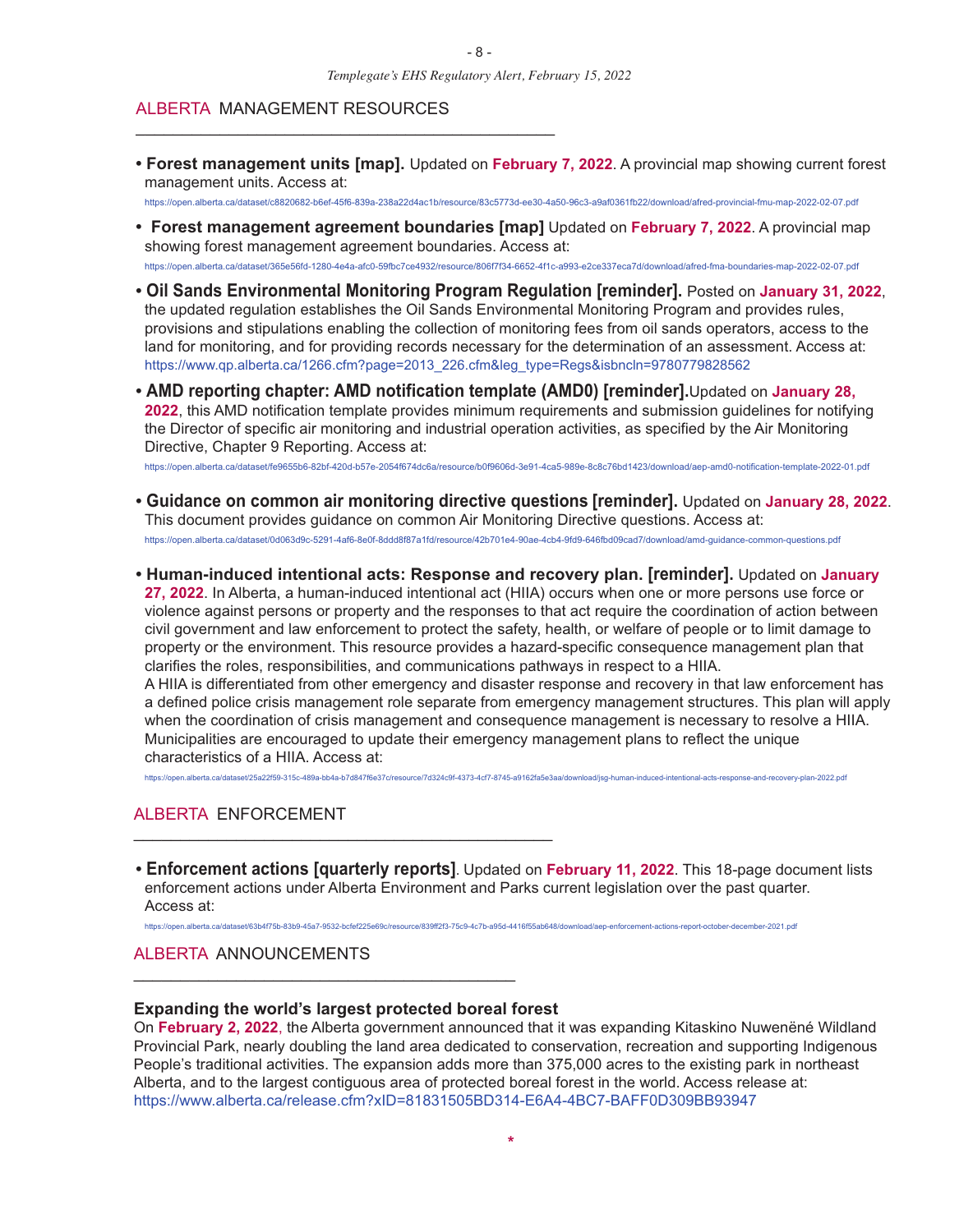## ALBERTA MANAGEMENT RESOURCES

- **Forest management units [map].** Updated on **February 7, 2022**. A provincial map showing current forest management units. Access at:
  https://open.alberta.ca/dataset/c8820682-b6ef-45f6-839a-238a22d4ac1b/resource/83c5773d-ee30-4a50-96c3-a9af0361fb22/download/afred-provincial-fmu-map-2022-02-07.pdf

- **Forest management agreement boundaries [map]** Updated on **February 7, 2022**. A provincial map showing forest management agreement boundaries. Access at:
  https://open.alberta.ca/dataset/365e56fd-1280-4e4a-afc0-59fbc7ce4932/resource/806f7f34-6652-4f1c-a993-e2ce337eca7d/download/afred-fma-boundaries-map-2022-02-07.pdf

- **Oil Sands Environmental Monitoring Program Regulation [reminder].** Posted on **January 31, 2022**, the updated regulation establishes the Oil Sands Environmental Monitoring Program and provides rules, provisions and stipulations enabling the collection of monitoring fees from oil sands operators, access to the land for monitoring, and for providing records necessary for the determination of an assessment. Access at:
  https://www.qp.alberta.ca/1266.cfm?page=2013_226.cfm&leg_type=Regs&isbncln=9780779828562

- **AMD reporting chapter: AMD notification template (AMD0) [reminder].** Updated on **January 28, 2022**, this AMD notification template provides minimum requirements and submission guidelines for notifying the Director of specific air monitoring and industrial operation activities, as specified by the Air Monitoring Directive, Chapter 9 Reporting. Access at:
  https://open.alberta.ca/dataset/fe9655b6-82bf-420d-b57e-2054f674dc6a/resource/b0f9606d-3e91-4ca5-989e-8c8c76bd1423/download/aep-amd0-notification-template-2022-01.pdf

- **Guidance on common air monitoring directive questions [reminder].** Updated on **January 28, 2022**. This document provides guidance on common Air Monitoring Directive questions. Access at:
  https://open.alberta.ca/dataset/0d063d9c-5291-4af6-8e0f-8ddd8f87a1fd/resource/42b701e4-90ae-4cb4-9fd9-646fbd09cad7/download/amd-guidance-common-questions.pdf

- **Human-induced intentional acts: Response and recovery plan. [reminder].** Updated on **January 27, 2022**. In Alberta, a human-induced intentional act (HIIA) occurs when one or more persons use force or violence against persons or property and the responses to that act require the coordination of action between civil government and law enforcement to protect the safety, health, or welfare of people or to limit damage to property or the environment. This resource provides a hazard-specific consequence management plan that clarifies the roles, responsibilities, and communications pathways in respect to a HIIA.
  A HIIA is differentiated from other emergency and disaster response and recovery in that law enforcement has a defined police crisis management role separate from emergency management structures. This plan will apply when the coordination of crisis management and consequence management is necessary to resolve a HIIA. Municipalities are encouraged to update their emergency management plans to reflect the unique characteristics of a HIIA. Access at:
  https://open.alberta.ca/dataset/25a22f59-315c-489a-bb4a-b7d847f6e37c/resource/7d324c9f-4373-4cf7-8745-a9162fa5e3aa/download/jsg-human-induced-intentional-acts-response-and-recovery-plan-2022.pdf

## ALBERTA ENFORCEMENT

- **Enforcement actions [quarterly reports]**. Updated on **February 11, 2022**. This 18-page document lists enforcement actions under Alberta Environment and Parks current legislation over the past quarter. Access at:
  https://open.alberta.ca/dataset/63b4f75b-83b9-45a7-9532-bcfef225e69c/resource/839ff2f3-75c9-4c7b-a95d-4416f55ab648/download/aep-enforcement-actions-report-october-december-2021.pdf

## ALBERTA ANNOUNCEMENTS

### Expanding the world's largest protected boreal forest

On **February 2, 2022**, the Alberta government announced that it was expanding Kitaskino Nuwenëné Wildland Provincial Park, nearly doubling the land area dedicated to conservation, recreation and supporting Indigenous People's traditional activities. The expansion adds more than 375,000 acres to the existing park in northeast Alberta, and to the largest contiguous area of protected boreal forest in the world. Access release at:
https://www.alberta.ca/release.cfm?xID=81831505BD314-E6A4-4BC7-BAFF0D309BB93947

*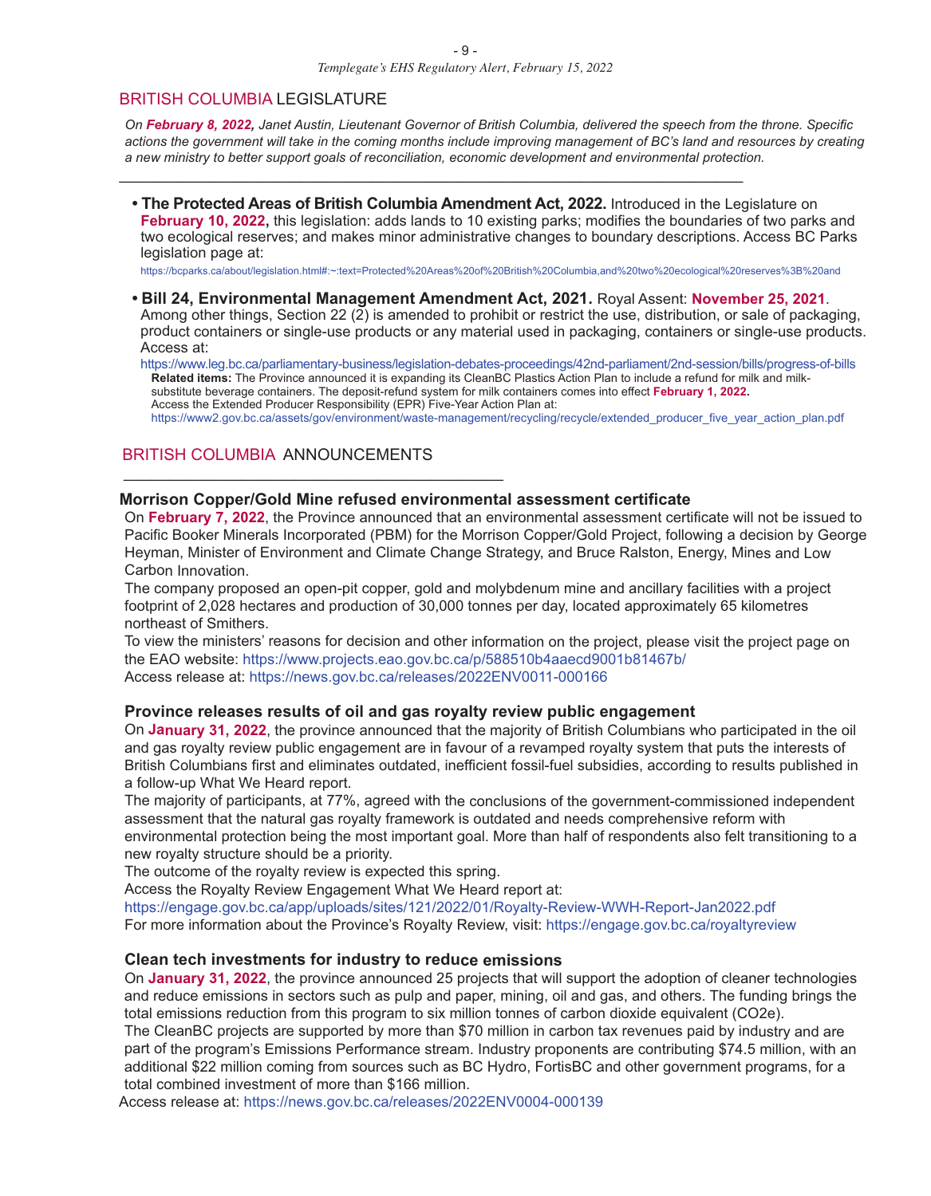## BRITISH COLUMBIA LEGISLATURE

*On **February 8, 2022**, Janet Austin, Lieutenant Governor of British Columbia, delivered the speech from the throne. Specific actions the government will take in the coming months include improving management of BC's land and resources by creating a new ministry to better support goals of reconciliation, economic development and environmental protection.*

- **The Protected Areas of British Columbia Amendment Act, 2022.** Introduced in the Legislature on **February 10, 2022,** this legislation: adds lands to 10 existing parks; modifies the boundaries of two parks and two ecological reserves; and makes minor administrative changes to boundary descriptions. Access BC Parks legislation page at:
  https://bcparks.ca/about/legislation.html#:~:text=Protected%20Areas%20of%20British%20Columbia,and%20two%20ecological%20reserves%3B%20and

- **Bill 24, Environmental Management Amendment Act, 2021.** Royal Assent: **November 25, 2021**. Among other things, Section 22 (2) is amended to prohibit or restrict the use, distribution, or sale of packaging, product containers or single-use products or any material used in packaging, containers or single-use products. Access at:
  https://www.leg.bc.ca/parliamentary-business/legislation-debates-proceedings/42nd-parliament/2nd-session/bills/progress-of-bills
  **Related items:** The Province announced it is expanding its CleanBC Plastics Action Plan to include a refund for milk and milk-substitute beverage containers. The deposit-refund system for milk containers comes into effect **February 1, 2022.**
  Access the Extended Producer Responsibility (EPR) Five-Year Action Plan at:
  https://www2.gov.bc.ca/assets/gov/environment/waste-management/recycling/recycle/extended_producer_five_year_action_plan.pdf

## BRITISH COLUMBIA ANNOUNCEMENTS

### Morrison Copper/Gold Mine refused environmental assessment certificate

On **February 7, 2022**, the Province announced that an environmental assessment certificate will not be issued to Pacific Booker Minerals Incorporated (PBM) for the Morrison Copper/Gold Project, following a decision by George Heyman, Minister of Environment and Climate Change Strategy, and Bruce Ralston, Energy, Mines and Low Carbon Innovation.

The company proposed an open-pit copper, gold and molybdenum mine and ancillary facilities with a project footprint of 2,028 hectares and production of 30,000 tonnes per day, located approximately 65 kilometres northeast of Smithers.

To view the ministers' reasons for decision and other information on the project, please visit the project page on the EAO website: https://www.projects.eao.gov.bc.ca/p/588510b4aaecd9001b81467b/

Access release at: https://news.gov.bc.ca/releases/2022ENV0011-000166

### Province releases results of oil and gas royalty review public engagement

On **January 31, 2022**, the province announced that the majority of British Columbians who participated in the oil and gas royalty review public engagement are in favour of a revamped royalty system that puts the interests of British Columbians first and eliminates outdated, inefficient fossil-fuel subsidies, according to results published in a follow-up What We Heard report.

The majority of participants, at 77%, agreed with the conclusions of the government-commissioned independent assessment that the natural gas royalty framework is outdated and needs comprehensive reform with environmental protection being the most important goal. More than half of respondents also felt transitioning to a new royalty structure should be a priority.

The outcome of the royalty review is expected this spring.

Access the Royalty Review Engagement What We Heard report at:
https://engage.gov.bc.ca/app/uploads/sites/121/2022/01/Royalty-Review-WWH-Report-Jan2022.pdf

For more information about the Province's Royalty Review, visit: https://engage.gov.bc.ca/royaltyreview

### Clean tech investments for industry to reduce emissions

On **January 31, 2022**, the province announced 25 projects that will support the adoption of cleaner technologies and reduce emissions in sectors such as pulp and paper, mining, oil and gas, and others. The funding brings the total emissions reduction from this program to six million tonnes of carbon dioxide equivalent ($CO_2e$).

The CleanBC projects are supported by more than $70 million in carbon tax revenues paid by industry and are part of the program's Emissions Performance stream. Industry proponents are contributing $74.5 million, with an additional $22 million coming from sources such as BC Hydro, FortisBC and other government programs, for a total combined investment of more than $166 million.

Access release at: https://news.gov.bc.ca/releases/2022ENV0004-000139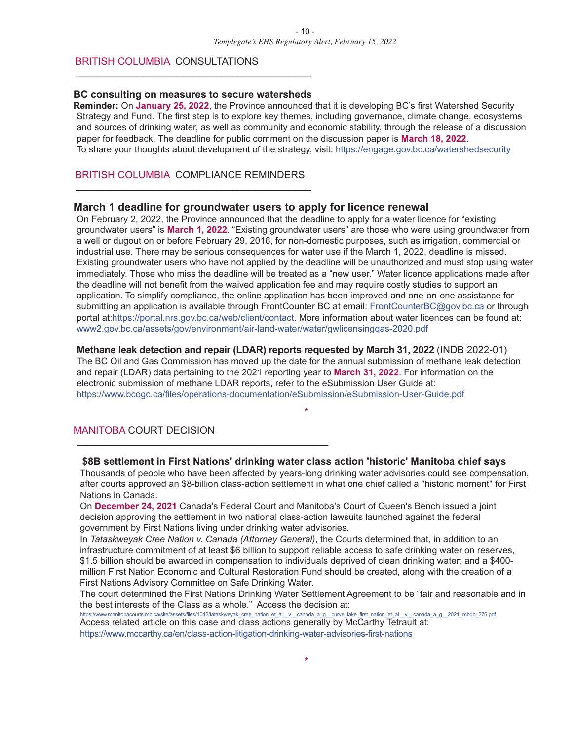## BRITISH COLUMBIA CONSULTATIONS

### BC consulting on measures to secure watersheds

**Reminder:** On **January 25, 2022**, the Province announced that it is developing BC's first Watershed Security Strategy and Fund. The first step is to explore key themes, including governance, climate change, ecosystems and sources of drinking water, as well as community and economic stability, through the release of a discussion paper for feedback. The deadline for public comment on the discussion paper is **March 18, 2022**.
To share your thoughts about development of the strategy, visit: https://engage.gov.bc.ca/watershedsecurity

## BRITISH COLUMBIA COMPLIANCE REMINDERS

### March 1 deadline for groundwater users to apply for licence renewal

On February 2, 2022, the Province announced that the deadline to apply for a water licence for "existing groundwater users" is **March 1, 2022**. "Existing groundwater users" are those who were using groundwater from a well or dugout on or before February 29, 2016, for non-domestic purposes, such as irrigation, commercial or industrial use. There may be serious consequences for water use if the March 1, 2022, deadline is missed. Existing groundwater users who have not applied by the deadline will be unauthorized and must stop using water immediately. Those who miss the deadline will be treated as a "new user." Water licence applications made after the deadline will not benefit from the waived application fee and may require costly studies to support an application. To simplify compliance, the online application has been improved and one-on-one assistance for submitting an application is available through FrontCounter BC at email: FrontCounterBC@gov.bc.ca or through portal at:https://portal.nrs.gov.bc.ca/web/client/contact. More information about water licences can be found at: www2.gov.bc.ca/assets/gov/environment/air-land-water/water/gwlicensingqas-2020.pdf

**Methane leak detection and repair (LDAR) reports requested by March 31, 2022** (INDB 2022-01)
The BC Oil and Gas Commission has moved up the date for the annual submission of methane leak detection and repair (LDAR) data pertaining to the 2021 reporting year to **March 31, 2022**. For information on the electronic submission of methane LDAR reports, refer to the eSubmission User Guide at: https://www.bcogc.ca/files/operations-documentation/eSubmission/eSubmission-User-Guide.pdf

*

## MANITOBA COURT DECISION

### $8B settlement in First Nations' drinking water class action 'historic' Manitoba chief says

Thousands of people who have been affected by years-long drinking water advisories could see compensation, after courts approved an $8-billion class-action settlement in what one chief called a "historic moment" for First Nations in Canada.

On **December 24, 2021** Canada's Federal Court and Manitoba's Court of Queen's Bench issued a joint decision approving the settlement in two national class-action lawsuits launched against the federal government by First Nations living under drinking water advisories.

In *Tataskweyak Cree Nation v. Canada (Attorney General)*, the Courts determined that, in addition to an infrastructure commitment of at least $6 billion to support reliable access to safe drinking water on reserves, $1.5 billion should be awarded in compensation to individuals deprived of clean drinking water; and a $400-million First Nation Economic and Cultural Restoration Fund should be created, along with the creation of a First Nations Advisory Committee on Safe Drinking Water.

The court determined the First Nations Drinking Water Settlement Agreement to be "fair and reasonable and in the best interests of the Class as a whole." Access the decision at:
https://www.manitobacourts.mb.ca/site/assets/files/1042/tataskweyak_cree_nation_et_al__v__canada_a_g__curve_lake_first_nation_et_al__v__canada_a_g__2021_mbqb_276.pdf
Access related article on this case and class actions generally by McCarthy Tetrault at:
https://www.mccarthy.ca/en/class-action-litigation-drinking-water-advisories-first-nations

*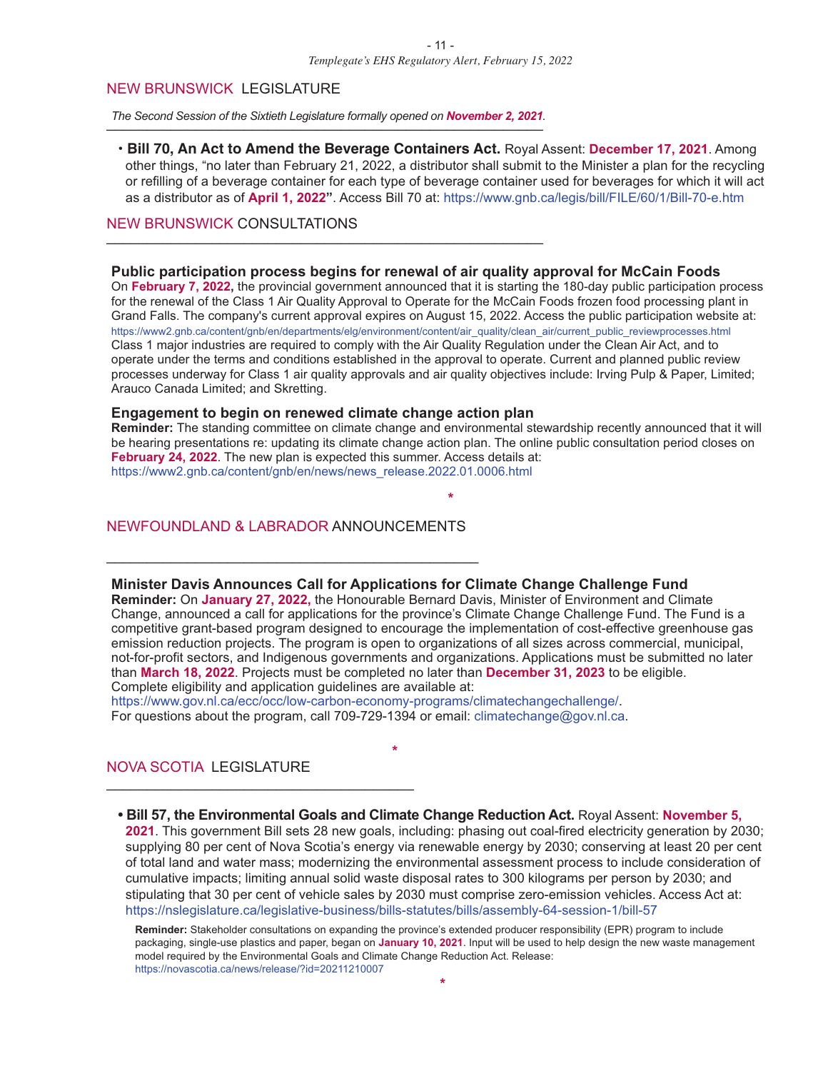## NEW BRUNSWICK LEGISLATURE

*The Second Session of the Sixtieth Legislature formally opened on **November 2, 2021**.*

- **Bill 70, An Act to Amend the Beverage Containers Act.** Royal Assent: **December 17, 2021**. Among other things, "no later than February 21, 2022, a distributor shall submit to the Minister a plan for the recycling or refilling of a beverage container for each type of beverage container used for beverages for which it will act as a distributor as of **April 1, 2022**". Access Bill 70 at: https://www.gnb.ca/legis/bill/FILE/60/1/Bill-70-e.htm

## NEW BRUNSWICK CONSULTATIONS

### Public participation process begins for renewal of air quality approval for McCain Foods

On **February 7, 2022,** the provincial government announced that it is starting the 180-day public participation process for the renewal of the Class 1 Air Quality Approval to Operate for the McCain Foods frozen food processing plant in Grand Falls. The company's current approval expires on August 15, 2022. Access the public participation website at: https://www2.gnb.ca/content/gnb/en/departments/elg/environment/content/air_quality/clean_air/current_public_reviewprocesses.html Class 1 major industries are required to comply with the Air Quality Regulation under the Clean Air Act, and to operate under the terms and conditions established in the approval to operate. Current and planned public review processes underway for Class 1 air quality approvals and air quality objectives include: Irving Pulp & Paper, Limited; Arauco Canada Limited; and Skretting.

### Engagement to begin on renewed climate change action plan

**Reminder:** The standing committee on climate change and environmental stewardship recently announced that it will be hearing presentations re: updating its climate change action plan. The online public consultation period closes on **February 24, 2022**. The new plan is expected this summer. Access details at: https://www2.gnb.ca/content/gnb/en/news/news_release.2022.01.0006.html

*

## NEWFOUNDLAND & LABRADOR ANNOUNCEMENTS

### Minister Davis Announces Call for Applications for Climate Change Challenge Fund

**Reminder:** On **January 27, 2022,** the Honourable Bernard Davis, Minister of Environment and Climate Change, announced a call for applications for the province's Climate Change Challenge Fund. The Fund is a competitive grant-based program designed to encourage the implementation of cost-effective greenhouse gas emission reduction projects. The program is open to organizations of all sizes across commercial, municipal, not-for-profit sectors, and Indigenous governments and organizations. Applications must be submitted no later than **March 18, 2022**. Projects must be completed no later than **December 31, 2023** to be eligible. Complete eligibility and application guidelines are available at:
https://www.gov.nl.ca/ecc/occ/low-carbon-economy-programs/climatechangechallenge/.
For questions about the program, call 709-729-1394 or email: climatechange@gov.nl.ca.

*

## NOVA SCOTIA LEGISLATURE

- **Bill 57, the Environmental Goals and Climate Change Reduction Act.** Royal Assent: **November 5, 2021**. This government Bill sets 28 new goals, including: phasing out coal-fired electricity generation by 2030; supplying 80 per cent of Nova Scotia's energy via renewable energy by 2030; conserving at least 20 per cent of total land and water mass; modernizing the environmental assessment process to include consideration of cumulative impacts; limiting annual solid waste disposal rates to 300 kilograms per person by 2030; and stipulating that 30 per cent of vehicle sales by 2030 must comprise zero-emission vehicles. Access Act at: https://nslegislature.ca/legislative-business/bills-statutes/bills/assembly-64-session-1/bill-57

  **Reminder:** Stakeholder consultations on expanding the province's extended producer responsibility (EPR) program to include packaging, single-use plastics and paper, began on **January 10, 2021**. Input will be used to help design the new waste management model required by the Environmental Goals and Climate Change Reduction Act. Release: https://novascotia.ca/news/release/?id=20211210007

*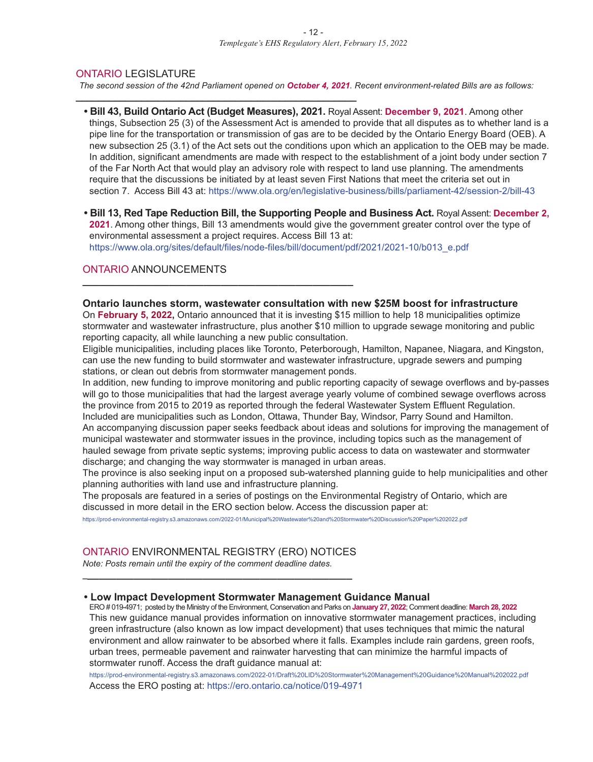## ONTARIO LEGISLATURE

*The second session of the 42nd Parliament opened on **October 4, 2021**. Recent environment-related Bills are as follows:*

- **Bill 43, Build Ontario Act (Budget Measures), 2021.** Royal Assent: **December 9, 2021**. Among other things, Subsection 25 (3) of the Assessment Act is amended to provide that all disputes as to whether land is a pipe line for the transportation or transmission of gas are to be decided by the Ontario Energy Board (OEB). A new subsection 25 (3.1) of the Act sets out the conditions upon which an application to the OEB may be made. In addition, significant amendments are made with respect to the establishment of a joint body under section 7 of the Far North Act that would play an advisory role with respect to land use planning. The amendments require that the discussions be initiated by at least seven First Nations that meet the criteria set out in section 7. Access Bill 43 at: https://www.ola.org/en/legislative-business/bills/parliament-42/session-2/bill-43

- **Bill 13, Red Tape Reduction Bill, the Supporting People and Business Act.** Royal Assent: **December 2, 2021**. Among other things, Bill 13 amendments would give the government greater control over the type of environmental assessment a project requires. Access Bill 13 at: https://www.ola.org/sites/default/files/node-files/bill/document/pdf/2021/2021-10/b013_e.pdf

## ONTARIO ANNOUNCEMENTS

### Ontario launches storm, wastewater consultation with new $25M boost for infrastructure

On **February 5, 2022,** Ontario announced that it is investing $15 million to help 18 municipalities optimize stormwater and wastewater infrastructure, plus another $10 million to upgrade sewage monitoring and public reporting capacity, all while launching a new public consultation.

Eligible municipalities, including places like Toronto, Peterborough, Hamilton, Napanee, Niagara, and Kingston, can use the new funding to build stormwater and wastewater infrastructure, upgrade sewers and pumping stations, or clean out debris from stormwater management ponds.

In addition, new funding to improve monitoring and public reporting capacity of sewage overflows and by-passes will go to those municipalities that had the largest average yearly volume of combined sewage overflows across the province from 2015 to 2019 as reported through the federal Wastewater System Effluent Regulation. Included are municipalities such as London, Ottawa, Thunder Bay, Windsor, Parry Sound and Hamilton.

An accompanying discussion paper seeks feedback about ideas and solutions for improving the management of municipal wastewater and stormwater issues in the province, including topics such as the management of hauled sewage from private septic systems; improving public access to data on wastewater and stormwater discharge; and changing the way stormwater is managed in urban areas.

The province is also seeking input on a proposed sub-watershed planning guide to help municipalities and other planning authorities with land use and infrastructure planning.

The proposals are featured in a series of postings on the Environmental Registry of Ontario, which are discussed in more detail in the ERO section below. Access the discussion paper at:

https://prod-environmental-registry.s3.amazonaws.com/2022-01/Municipal%20Wastewater%20and%20Stormwater%20Discussion%20Paper%202022.pdf

## ONTARIO ENVIRONMENTAL REGISTRY (ERO) NOTICES

*Note: Posts remain until the expiry of the comment deadline dates.*

- **Low Impact Development Stormwater Management Guidance Manual**

  ERO # 019-4971; posted by the Ministry of the Environment, Conservation and Parks on **January 27, 2022**; Comment deadline: **March 28, 2022**

  This new guidance manual provides information on innovative stormwater management practices, including green infrastructure (also known as low impact development) that uses techniques that mimic the natural environment and allow rainwater to be absorbed where it falls. Examples include rain gardens, green roofs, urban trees, permeable pavement and rainwater harvesting that can minimize the harmful impacts of stormwater runoff. Access the draft guidance manual at:

  https://prod-environmental-registry.s3.amazonaws.com/2022-01/Draft%20LID%20Stormwater%20Management%20Guidance%20Manual%202022.pdf

  Access the ERO posting at: https://ero.ontario.ca/notice/019-4971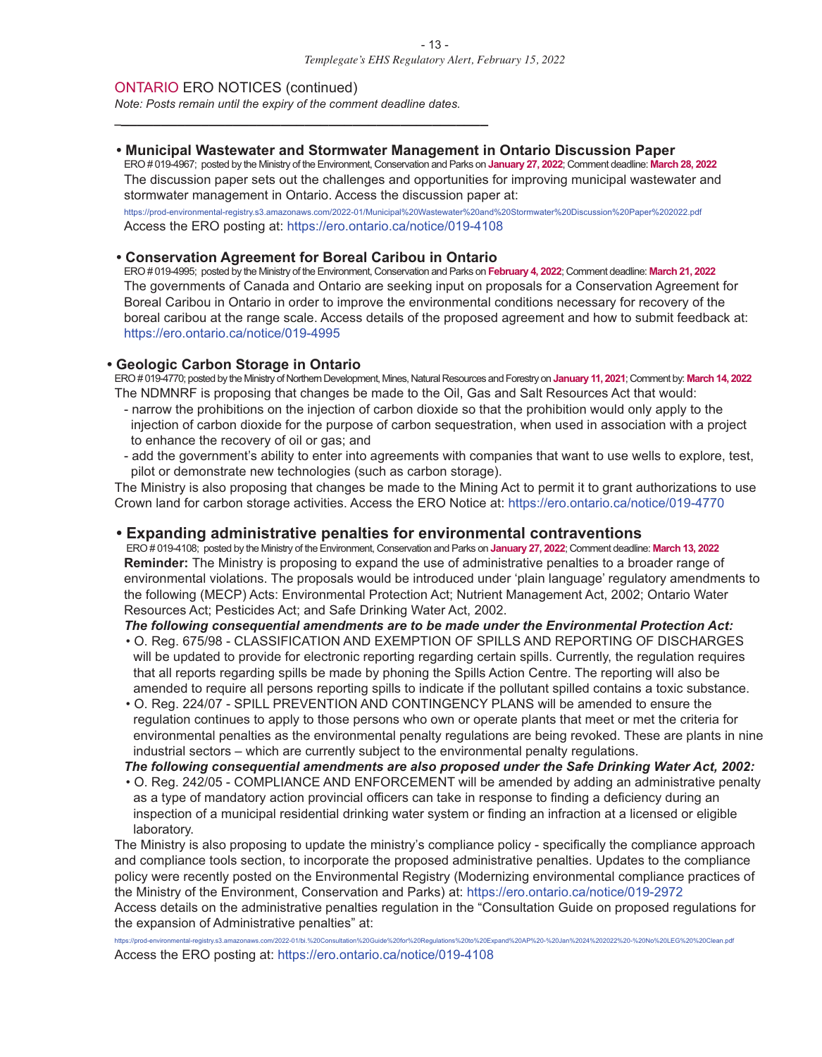## ONTARIO ERO NOTICES (continued)

*Note: Posts remain until the expiry of the comment deadline dates.*

---

### • Municipal Wastewater and Stormwater Management in Ontario Discussion Paper

ERO # 019-4967; posted by the Ministry of the Environment, Conservation and Parks on **January 27, 2022**; Comment deadline: **March 28, 2022**

The discussion paper sets out the challenges and opportunities for improving municipal wastewater and stormwater management in Ontario. Access the discussion paper at:

https://prod-environmental-registry.s3.amazonaws.com/2022-01/Municipal%20Wastewater%20and%20Stormwater%20Discussion%20Paper%202022.pdf

Access the ERO posting at: https://ero.ontario.ca/notice/019-4108

### • Conservation Agreement for Boreal Caribou in Ontario

ERO # 019-4995; posted by the Ministry of the Environment, Conservation and Parks on **February 4, 2022**; Comment deadline: **March 21, 2022**

The governments of Canada and Ontario are seeking input on proposals for a Conservation Agreement for Boreal Caribou in Ontario in order to improve the environmental conditions necessary for recovery of the boreal caribou at the range scale. Access details of the proposed agreement and how to submit feedback at: https://ero.ontario.ca/notice/019-4995

### • Geologic Carbon Storage in Ontario

ERO # 019-4770; posted by the Ministry of Northern Development, Mines, Natural Resources and Forestry on **January 11, 2021**; Comment by: **March 14, 2022**

The NDMNRF is proposing that changes be made to the Oil, Gas and Salt Resources Act that would:

- narrow the prohibitions on the injection of carbon dioxide so that the prohibition would only apply to the injection of carbon dioxide for the purpose of carbon sequestration, when used in association with a project to enhance the recovery of oil or gas; and
- add the government's ability to enter into agreements with companies that want to use wells to explore, test, pilot or demonstrate new technologies (such as carbon storage).

The Ministry is also proposing that changes be made to the Mining Act to permit it to grant authorizations to use Crown land for carbon storage activities. Access the ERO Notice at: https://ero.ontario.ca/notice/019-4770

### • Expanding administrative penalties for environmental contraventions

ERO # 019-4108; posted by the Ministry of the Environment, Conservation and Parks on **January 27, 2022**; Comment deadline: **March 13, 2022**

**Reminder:** The Ministry is proposing to expand the use of administrative penalties to a broader range of environmental violations. The proposals would be introduced under 'plain language' regulatory amendments to the following (MECP) Acts: Environmental Protection Act; Nutrient Management Act, 2002; Ontario Water Resources Act; Pesticides Act; and Safe Drinking Water Act, 2002.

***The following consequential amendments are to be made under the Environmental Protection Act:***

- O. Reg. 675/98 - CLASSIFICATION AND EXEMPTION OF SPILLS AND REPORTING OF DISCHARGES will be updated to provide for electronic reporting regarding certain spills. Currently, the regulation requires that all reports regarding spills be made by phoning the Spills Action Centre. The reporting will also be amended to require all persons reporting spills to indicate if the pollutant spilled contains a toxic substance.
- O. Reg. 224/07 - SPILL PREVENTION AND CONTINGENCY PLANS will be amended to ensure the regulation continues to apply to those persons who own or operate plants that meet or met the criteria for environmental penalties as the environmental penalty regulations are being revoked. These are plants in nine industrial sectors – which are currently subject to the environmental penalty regulations.

***The following consequential amendments are also proposed under the Safe Drinking Water Act, 2002:***

- O. Reg. 242/05 - COMPLIANCE AND ENFORCEMENT will be amended by adding an administrative penalty as a type of mandatory action provincial officers can take in response to finding a deficiency during an inspection of a municipal residential drinking water system or finding an infraction at a licensed or eligible laboratory.

The Ministry is also proposing to update the ministry's compliance policy - specifically the compliance approach and compliance tools section, to incorporate the proposed administrative penalties. Updates to the compliance policy were recently posted on the Environmental Registry (Modernizing environmental compliance practices of the Ministry of the Environment, Conservation and Parks) at: https://ero.ontario.ca/notice/019-2972

Access details on the administrative penalties regulation in the "Consultation Guide on proposed regulations for the expansion of Administrative penalties" at:

https://prod-environmental-registry.s3.amazonaws.com/2022-01/bi.%20Consultation%20Guide%20for%20Regulations%20to%20Expand%20AP%20-%20Jan%2024%202022%20-%20No%20LEG%20%20Clean.pdf

Access the ERO posting at: https://ero.ontario.ca/notice/019-4108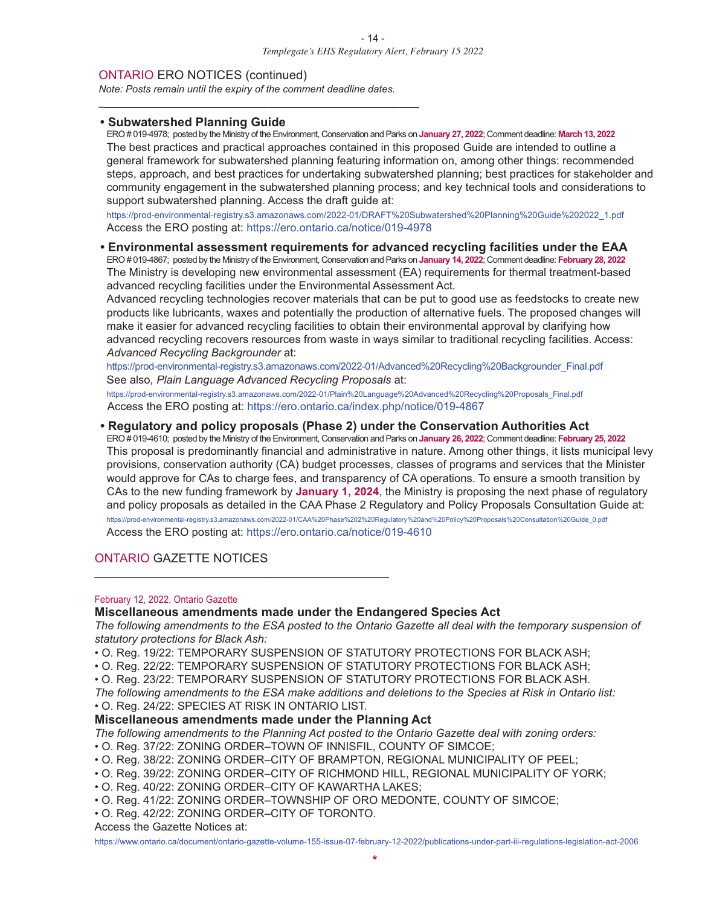## ONTARIO ERO NOTICES (continued)

*Note: Posts remain until the expiry of the comment deadline dates.*

### • Subwatershed Planning Guide

ERO # 019-4978; posted by the Ministry of the Environment, Conservation and Parks on **January 27, 2022**; Comment deadline: **March 13, 2022**

The best practices and practical approaches contained in this proposed Guide are intended to outline a general framework for subwatershed planning featuring information on, among other things: recommended steps, approach, and best practices for undertaking subwatershed planning; best practices for stakeholder and community engagement in the subwatershed planning process; and key technical tools and considerations to support subwatershed planning. Access the draft guide at:

https://prod-environmental-registry.s3.amazonaws.com/2022-01/DRAFT%20Subwatershed%20Planning%20Guide%202022_1.pdf

Access the ERO posting at: https://ero.ontario.ca/notice/019-4978

### • Environmental assessment requirements for advanced recycling facilities under the EAA

ERO # 019-4867; posted by the Ministry of the Environment, Conservation and Parks on **January 14, 2022**; Comment deadline: **February 28, 2022**

The Ministry is developing new environmental assessment (EA) requirements for thermal treatment-based advanced recycling facilities under the Environmental Assessment Act.

Advanced recycling technologies recover materials that can be put to good use as feedstocks to create new products like lubricants, waxes and potentially the production of alternative fuels. The proposed changes will make it easier for advanced recycling facilities to obtain their environmental approval by clarifying how advanced recycling recovers resources from waste in ways similar to traditional recycling facilities. Access: *Advanced Recycling Backgrounder* at:

https://prod-environmental-registry.s3.amazonaws.com/2022-01/Advanced%20Recycling%20Backgrounder_Final.pdf

See also, *Plain Language Advanced Recycling Proposals* at:

https://prod-environmental-registry.s3.amazonaws.com/2022-01/Plain%20Language%20Advanced%20Recycling%20Proposals_Final.pdf

Access the ERO posting at: https://ero.ontario.ca/index.php/notice/019-4867

### • Regulatory and policy proposals (Phase 2) under the Conservation Authorities Act

ERO # 019-4610; posted by the Ministry of the Environment, Conservation and Parks on **January 26, 2022**; Comment deadline: **February 25, 2022**

This proposal is predominantly financial and administrative in nature. Among other things, it lists municipal levy provisions, conservation authority (CA) budget processes, classes of programs and services that the Minister would approve for CAs to charge fees, and transparency of CA operations. To ensure a smooth transition by CAs to the new funding framework by **January 1, 2024**, the Ministry is proposing the next phase of regulatory and policy proposals as detailed in the CAA Phase 2 Regulatory and Policy Proposals Consultation Guide at:

https://prod-environmental-registry.s3.amazonaws.com/2022-01/CAA%20Phase%202%20Regulatory%20and%20Policy%20Proposals%20Consultation%20Guide_0.pdf

Access the ERO posting at: https://ero.ontario.ca/notice/019-4610

## ONTARIO GAZETTE NOTICES

February 12, 2022, Ontario Gazette

### Miscellaneous amendments made under the Endangered Species Act

*The following amendments to the ESA posted to the Ontario Gazette all deal with the temporary suspension of statutory protections for Black Ash:*

- O. Reg. 19/22: TEMPORARY SUSPENSION OF STATUTORY PROTECTIONS FOR BLACK ASH;
- O. Reg. 22/22: TEMPORARY SUSPENSION OF STATUTORY PROTECTIONS FOR BLACK ASH;
- O. Reg. 23/22: TEMPORARY SUSPENSION OF STATUTORY PROTECTIONS FOR BLACK ASH.

*The following amendments to the ESA make additions and deletions to the Species at Risk in Ontario list:*

- O. Reg. 24/22: SPECIES AT RISK IN ONTARIO LIST.

### Miscellaneous amendments made under the Planning Act

*The following amendments to the Planning Act posted to the Ontario Gazette deal with zoning orders:*

- O. Reg. 37/22: ZONING ORDER–TOWN OF INNISFIL, COUNTY OF SIMCOE;
- O. Reg. 38/22: ZONING ORDER–CITY OF BRAMPTON, REGIONAL MUNICIPALITY OF PEEL;
- O. Reg. 39/22: ZONING ORDER–CITY OF RICHMOND HILL, REGIONAL MUNICIPALITY OF YORK;
- O. Reg. 40/22: ZONING ORDER–CITY OF KAWARTHA LAKES;
- O. Reg. 41/22: ZONING ORDER–TOWNSHIP OF ORO MEDONTE, COUNTY OF SIMCOE;
- O. Reg. 42/22: ZONING ORDER–CITY OF TORONTO.

Access the Gazette Notices at:

https://www.ontario.ca/document/ontario-gazette-volume-155-issue-07-february-12-2022/publications-under-part-iii-regulations-legislation-act-2006

*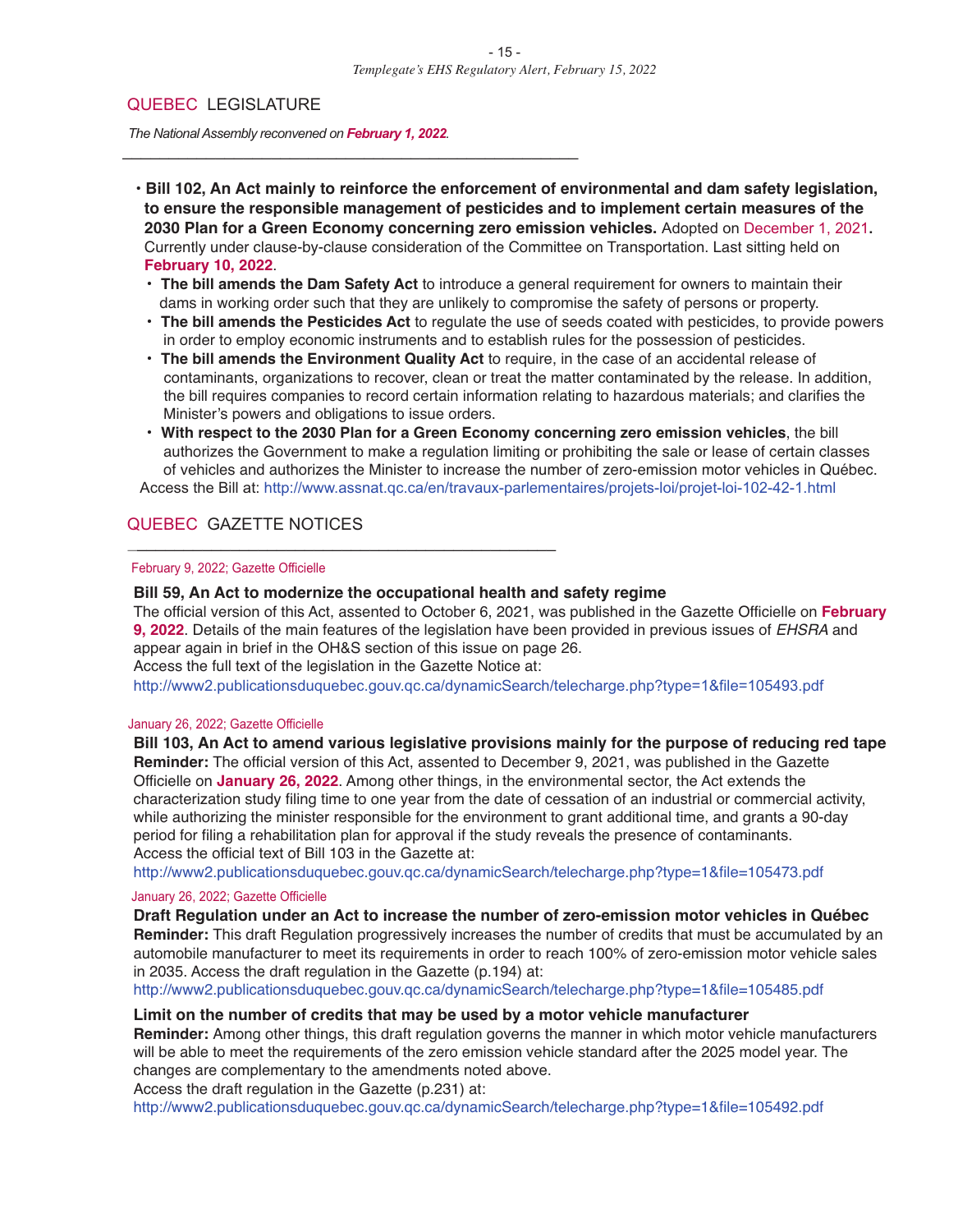## QUEBEC LEGISLATURE

*The National Assembly reconvened on **February 1, 2022**.*

- **Bill 102, An Act mainly to reinforce the enforcement of environmental and dam safety legislation, to ensure the responsible management of pesticides and to implement certain measures of the 2030 Plan for a Green Economy concerning zero emission vehicles.** Adopted on December 1, 2021**.** Currently under clause-by-clause consideration of the Committee on Transportation. Last sitting held on **February 10, 2022**.
  - **The bill amends the Dam Safety Act** to introduce a general requirement for owners to maintain their dams in working order such that they are unlikely to compromise the safety of persons or property.
  - **The bill amends the Pesticides Act** to regulate the use of seeds coated with pesticides, to provide powers in order to employ economic instruments and to establish rules for the possession of pesticides.
  - **The bill amends the Environment Quality Act** to require, in the case of an accidental release of contaminants, organizations to recover, clean or treat the matter contaminated by the release. In addition, the bill requires companies to record certain information relating to hazardous materials; and clarifies the Minister's powers and obligations to issue orders.
  - **With respect to the 2030 Plan for a Green Economy concerning zero emission vehicles**, the bill authorizes the Government to make a regulation limiting or prohibiting the sale or lease of certain classes of vehicles and authorizes the Minister to increase the number of zero-emission motor vehicles in Québec.

  Access the Bill at: http://www.assnat.qc.ca/en/travaux-parlementaires/projets-loi/projet-loi-102-42-1.html

## QUEBEC GAZETTE NOTICES

February 9, 2022; Gazette Officielle

**Bill 59, An Act to modernize the occupational health and safety regime**
The official version of this Act, assented to October 6, 2021, was published in the Gazette Officielle on **February 9, 2022**. Details of the main features of the legislation have been provided in previous issues of *EHSRA* and appear again in brief in the OH&S section of this issue on page 26.
Access the full text of the legislation in the Gazette Notice at:
http://www2.publicationsduquebec.gouv.qc.ca/dynamicSearch/telecharge.php?type=1&file=105493.pdf

January 26, 2022; Gazette Officielle

**Bill 103, An Act to amend various legislative provisions mainly for the purpose of reducing red tape**
**Reminder:** The official version of this Act, assented to December 9, 2021, was published in the Gazette Officielle on **January 26, 2022**. Among other things, in the environmental sector, the Act extends the characterization study filing time to one year from the date of cessation of an industrial or commercial activity, while authorizing the minister responsible for the environment to grant additional time, and grants a 90-day period for filing a rehabilitation plan for approval if the study reveals the presence of contaminants.
Access the official text of Bill 103 in the Gazette at:
http://www2.publicationsduquebec.gouv.qc.ca/dynamicSearch/telecharge.php?type=1&file=105473.pdf

January 26, 2022; Gazette Officielle

**Draft Regulation under an Act to increase the number of zero-emission motor vehicles in Québec**
**Reminder:** This draft Regulation progressively increases the number of credits that must be accumulated by an automobile manufacturer to meet its requirements in order to reach 100% of zero-emission motor vehicle sales in 2035. Access the draft regulation in the Gazette (p.194) at:
http://www2.publicationsduquebec.gouv.qc.ca/dynamicSearch/telecharge.php?type=1&file=105485.pdf

**Limit on the number of credits that may be used by a motor vehicle manufacturer**
**Reminder:** Among other things, this draft regulation governs the manner in which motor vehicle manufacturers will be able to meet the requirements of the zero emission vehicle standard after the 2025 model year. The changes are complementary to the amendments noted above.
Access the draft regulation in the Gazette (p.231) at:
http://www2.publicationsduquebec.gouv.qc.ca/dynamicSearch/telecharge.php?type=1&file=105492.pdf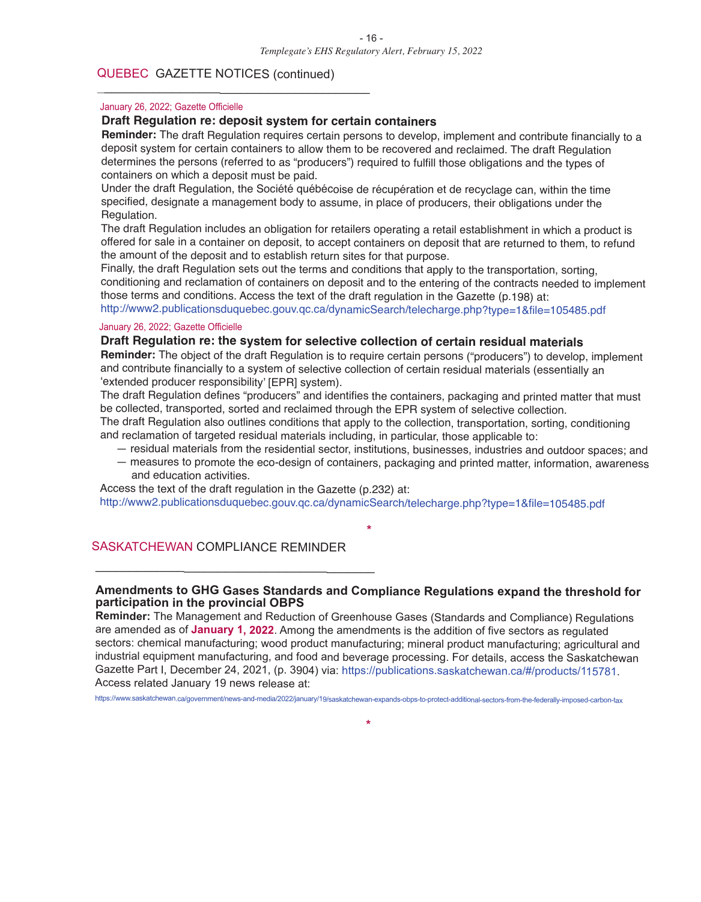## QUEBEC GAZETTE NOTICES (continued)

January 26, 2022; Gazette Officielle

### Draft Regulation re: deposit system for certain containers

**Reminder:** The draft Regulation requires certain persons to develop, implement and contribute financially to a deposit system for certain containers to allow them to be recovered and reclaimed. The draft Regulation determines the persons (referred to as "producers") required to fulfill those obligations and the types of containers on which a deposit must be paid.

Under the draft Regulation, the Société québécoise de récupération et de recyclage can, within the time specified, designate a management body to assume, in place of producers, their obligations under the Regulation.

The draft Regulation includes an obligation for retailers operating a retail establishment in which a product is offered for sale in a container on deposit, to accept containers on deposit that are returned to them, to refund the amount of the deposit and to establish return sites for that purpose.

Finally, the draft Regulation sets out the terms and conditions that apply to the transportation, sorting, conditioning and reclamation of containers on deposit and to the entering of the contracts needed to implement those terms and conditions. Access the text of the draft regulation in the Gazette (p.198) at:
http://www2.publicationsduquebec.gouv.qc.ca/dynamicSearch/telecharge.php?type=1&file=105485.pdf

January 26, 2022; Gazette Officielle

### Draft Regulation re: the system for selective collection of certain residual materials

**Reminder:** The object of the draft Regulation is to require certain persons ("producers") to develop, implement and contribute financially to a system of selective collection of certain residual materials (essentially an 'extended producer responsibility' [EPR] system).

The draft Regulation defines "producers" and identifies the containers, packaging and printed matter that must be collected, transported, sorted and reclaimed through the EPR system of selective collection.

The draft Regulation also outlines conditions that apply to the collection, transportation, sorting, conditioning and reclamation of targeted residual materials including, in particular, those applicable to:

- residual materials from the residential sector, institutions, businesses, industries and outdoor spaces; and
- measures to promote the eco-design of containers, packaging and printed matter, information, awareness and education activities.

Access the text of the draft regulation in the Gazette (p.232) at:
http://www2.publicationsduquebec.gouv.qc.ca/dynamicSearch/telecharge.php?type=1&file=105485.pdf

*

## SASKATCHEWAN COMPLIANCE REMINDER

### Amendments to GHG Gases Standards and Compliance Regulations expand the threshold for participation in the provincial OBPS

**Reminder:** The Management and Reduction of Greenhouse Gases (Standards and Compliance) Regulations are amended as of **January 1, 2022**. Among the amendments is the addition of five sectors as regulated sectors: chemical manufacturing; wood product manufacturing; mineral product manufacturing; agricultural and industrial equipment manufacturing, and food and beverage processing. For details, access the Saskatchewan Gazette Part I, December 24, 2021, (p. 3904) via: https://publications.saskatchewan.ca/#/products/115781.
Access related January 19 news release at:
https://www.saskatchewan.ca/government/news-and-media/2022/january/19/saskatchewan-expands-obps-to-protect-additional-sectors-from-the-federally-imposed-carbon-tax

*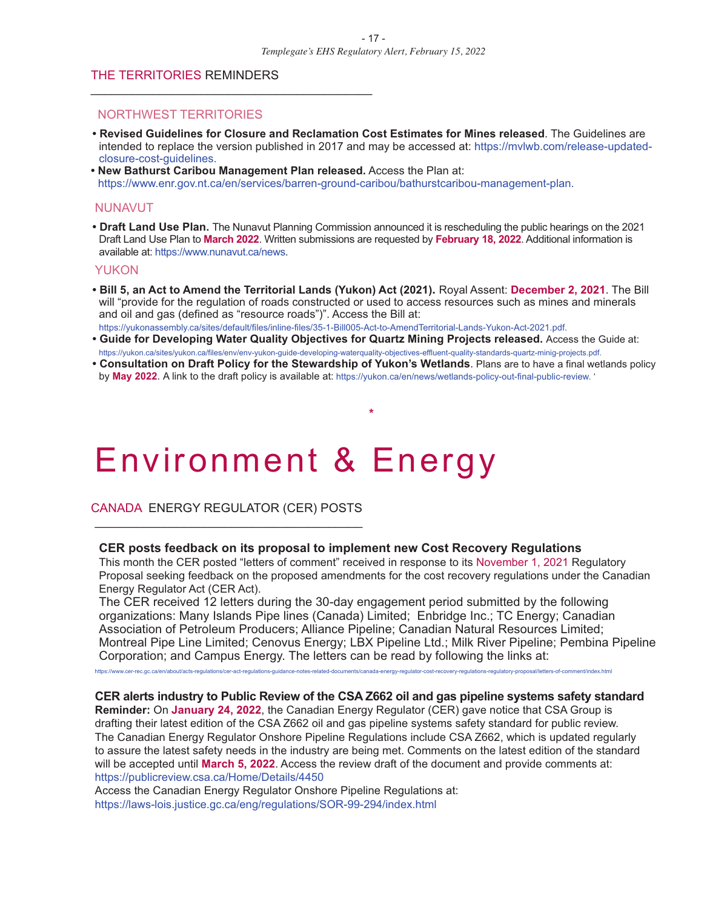## THE TERRITORIES REMINDERS

### NORTHWEST TERRITORIES

- **Revised Guidelines for Closure and Reclamation Cost Estimates for Mines released**. The Guidelines are intended to replace the version published in 2017 and may be accessed at: https://mvlwb.com/release-updated-closure-cost-guidelines.
- **New Bathurst Caribou Management Plan released.** Access the Plan at: https://www.enr.gov.nt.ca/en/services/barren-ground-caribou/bathurstcaribou-management-plan.

### NUNAVUT

- **Draft Land Use Plan.** The Nunavut Planning Commission announced it is rescheduling the public hearings on the 2021 Draft Land Use Plan to **March 2022**. Written submissions are requested by **February 18, 2022**. Additional information is available at: https://www.nunavut.ca/news.

### YUKON

- **Bill 5, an Act to Amend the Territorial Lands (Yukon) Act (2021).** Royal Assent: **December 2, 2021**. The Bill will "provide for the regulation of roads constructed or used to access resources such as mines and minerals and oil and gas (defined as "resource roads")". Access the Bill at: https://yukonassembly.ca/sites/default/files/inline-files/35-1-Bill005-Act-to-AmendTerritorial-Lands-Yukon-Act-2021.pdf.
- **Guide for Developing Water Quality Objectives for Quartz Mining Projects released.** Access the Guide at: https://yukon.ca/sites/yukon.ca/files/env/env-yukon-guide-developing-waterquality-objectives-effluent-quality-standards-quartz-minig-projects.pdf.
- **Consultation on Draft Policy for the Stewardship of Yukon's Wetlands**. Plans are to have a final wetlands policy by **May 2022**. A link to the draft policy is available at: https://yukon.ca/en/news/wetlands-policy-out-final-public-review. '

*

# Environment & Energy

## CANADA ENERGY REGULATOR (CER) POSTS

**CER posts feedback on its proposal to implement new Cost Recovery Regulations**

This month the CER posted "letters of comment" received in response to its November 1, 2021 Regulatory Proposal seeking feedback on the proposed amendments for the cost recovery regulations under the Canadian Energy Regulator Act (CER Act).

The CER received 12 letters during the 30-day engagement period submitted by the following organizations: Many Islands Pipe lines (Canada) Limited; Enbridge Inc.; TC Energy; Canadian Association of Petroleum Producers; Alliance Pipeline; Canadian Natural Resources Limited; Montreal Pipe Line Limited; Cenovus Energy; LBX Pipeline Ltd.; Milk River Pipeline; Pembina Pipeline Corporation; and Campus Energy. The letters can be read by following the links at:

https://www.cer-rec.gc.ca/en/about/acts-regulations/cer-act-regulations-guidance-notes-related-documents/canada-energy-regulator-cost-recovery-regulations-regulatory-proposal/letters-of-comment/index.html

**CER alerts industry to Public Review of the CSA Z662 oil and gas pipeline systems safety standard**

**Reminder:** On **January 24, 2022**, the Canadian Energy Regulator (CER) gave notice that CSA Group is drafting their latest edition of the CSA Z662 oil and gas pipeline systems safety standard for public review. The Canadian Energy Regulator Onshore Pipeline Regulations include CSA Z662, which is updated regularly to assure the latest safety needs in the industry are being met. Comments on the latest edition of the standard will be accepted until **March 5, 2022**. Access the review draft of the document and provide comments at: https://publicreview.csa.ca/Home/Details/4450

Access the Canadian Energy Regulator Onshore Pipeline Regulations at: https://laws-lois.justice.gc.ca/eng/regulations/SOR-99-294/index.html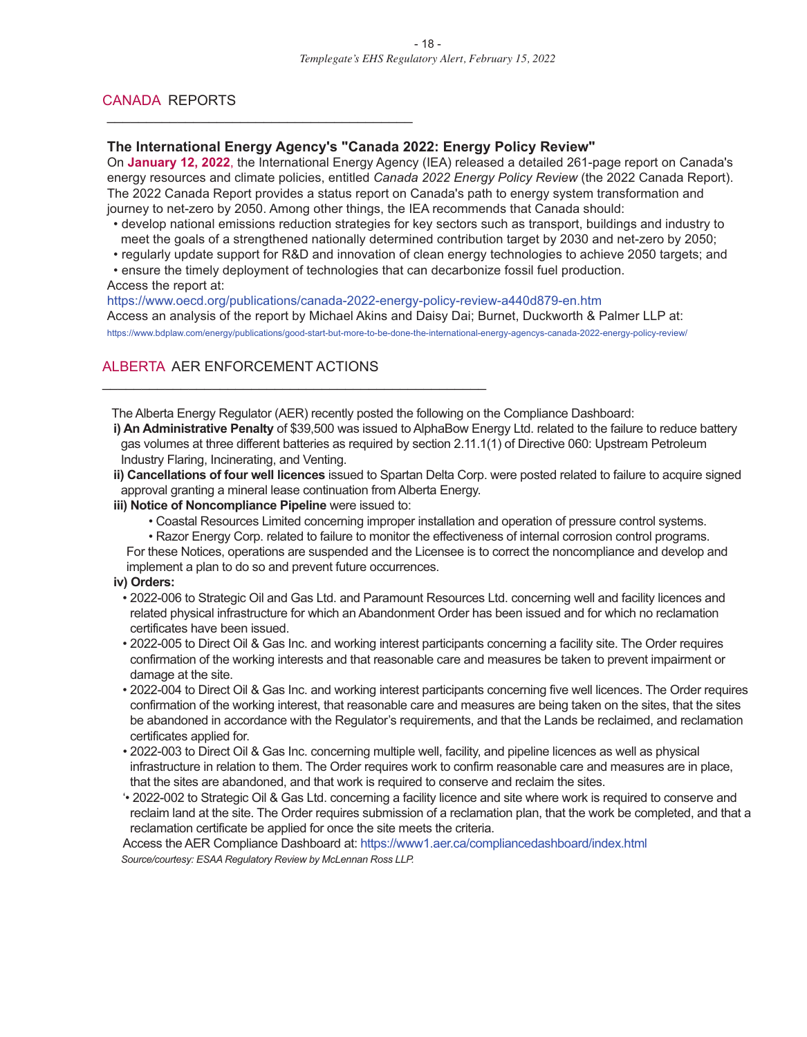## CANDA REPORTS

### The International Energy Agency's "Canada 2022: Energy Policy Review"

On **January 12, 2022**, the International Energy Agency (IEA) released a detailed 261-page report on Canada's energy resources and climate policies, entitled *Canada 2022 Energy Policy Review* (the 2022 Canada Report). The 2022 Canada Report provides a status report on Canada's path to energy system transformation and journey to net-zero by 2050. Among other things, the IEA recommends that Canada should:

- develop national emissions reduction strategies for key sectors such as transport, buildings and industry to meet the goals of a strengthened nationally determined contribution target by 2030 and net-zero by 2050;
- regularly update support for R&D and innovation of clean energy technologies to achieve 2050 targets; and
- ensure the timely deployment of technologies that can decarbonize fossil fuel production.

Access the report at:
https://www.oecd.org/publications/canada-2022-energy-policy-review-a440d879-en.htm

Access an analysis of the report by Michael Akins and Daisy Dai; Burnet, Duckworth & Palmer LLP at:
https://www.bdplaw.com/energy/publications/good-start-but-more-to-be-done-the-international-energy-agencys-canada-2022-energy-policy-review/

## ALBERTA AER ENFORCEMENT ACTIONS

The Alberta Energy Regulator (AER) recently posted the following on the Compliance Dashboard:

**i) An Administrative Penalty** of $39,500 was issued to AlphaBow Energy Ltd. related to the failure to reduce battery gas volumes at three different batteries as required by section 2.11.1(1) of Directive 060: Upstream Petroleum Industry Flaring, Incinerating, and Venting.

**ii) Cancellations of four well licences** issued to Spartan Delta Corp. were posted related to failure to acquire signed approval granting a mineral lease continuation from Alberta Energy.

**iii) Notice of Noncompliance Pipeline** were issued to:

- Coastal Resources Limited concerning improper installation and operation of pressure control systems.
- Razor Energy Corp. related to failure to monitor the effectiveness of internal corrosion control programs.

For these Notices, operations are suspended and the Licensee is to correct the noncompliance and develop and implement a plan to do so and prevent future occurrences.

**iv) Orders:**

- 2022-006 to Strategic Oil and Gas Ltd. and Paramount Resources Ltd. concerning well and facility licences and related physical infrastructure for which an Abandonment Order has been issued and for which no reclamation certificates have been issued.
- 2022-005 to Direct Oil & Gas Inc. and working interest participants concerning a facility site. The Order requires confirmation of the working interests and that reasonable care and measures be taken to prevent impairment or damage at the site.
- 2022-004 to Direct Oil & Gas Inc. and working interest participants concerning five well licences. The Order requires confirmation of the working interest, that reasonable care and measures are being taken on the sites, that the sites be abandoned in accordance with the Regulator's requirements, and that the Lands be reclaimed, and reclamation certificates applied for.
- 2022-003 to Direct Oil & Gas Inc. concerning multiple well, facility, and pipeline licences as well as physical infrastructure in relation to them. The Order requires work to confirm reasonable care and measures are in place, that the sites are abandoned, and that work is required to conserve and reclaim the sites.
- 2022-002 to Strategic Oil & Gas Ltd. concerning a facility licence and site where work is required to conserve and reclaim land at the site. The Order requires submission of a reclamation plan, that the work be completed, and that a reclamation certificate be applied for once the site meets the criteria.

Access the AER Compliance Dashboard at: https://www1.aer.ca/compliancedashboard/index.html

*Source/courtesy: ESAA Regulatory Review by McLennan Ross LLP.*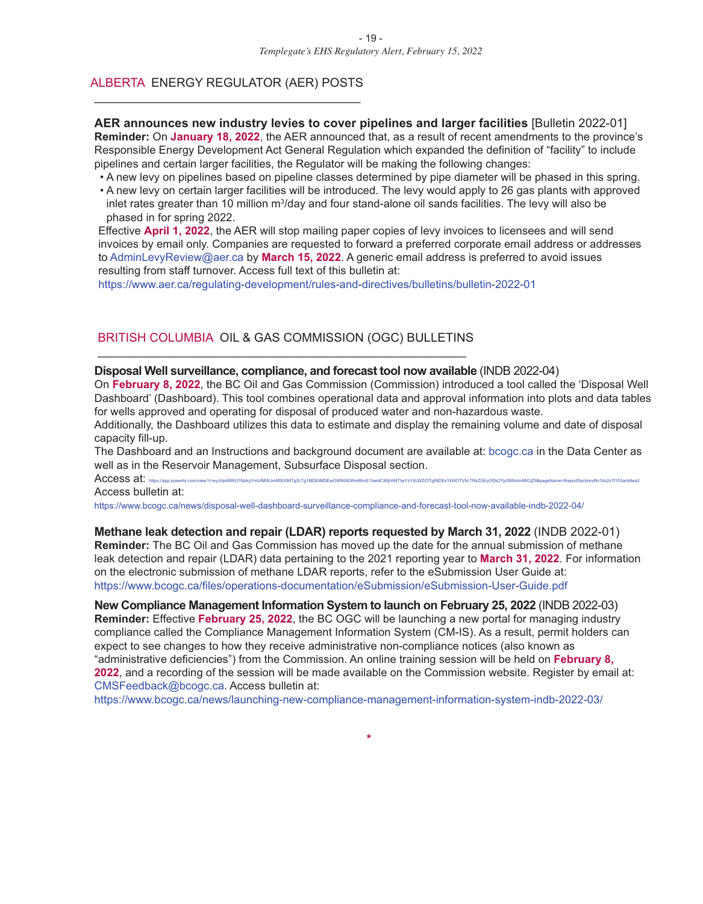## ALBERTA ENERGY REGULATOR (AER) POSTS

**AER announces new industry levies to cover pipelines and larger facilities** [Bulletin 2022-01]
**Reminder:** On **January 18, 2022**, the AER announced that, as a result of recent amendments to the province's Responsible Energy Development Act General Regulation which expanded the definition of "facility" to include pipelines and certain larger facilities, the Regulator will be making the following changes:

- A new levy on pipelines based on pipeline classes determined by pipe diameter will be phased in this spring.
- A new levy on certain larger facilities will be introduced. The levy would apply to 26 gas plants with approved inlet rates greater than 10 million $m^3$/day and four stand-alone oil sands facilities. The levy will also be phased in for spring 2022.

Effective **April 1, 2022**, the AER will stop mailing paper copies of levy invoices to licensees and will send invoices by email only. Companies are requested to forward a preferred corporate email address or addresses to AdminLevyReview@aer.ca by **March 15, 2022**. A generic email address is preferred to avoid issues resulting from staff turnover. Access full text of this bulletin at:
https://www.aer.ca/regulating-development/rules-and-directives/bulletins/bulletin-2022-01

## BRITISH COLUMBIA OIL & GAS COMMISSION (OGC) BULLETINS

**Disposal Well surveillance, compliance, and forecast tool now available** (INDB 2022-04)
On **February 8, 2022**, the BC Oil and Gas Commission (Commission) introduced a tool called the 'Disposal Well Dashboard' (Dashboard). This tool combines operational data and approval information into plots and data tables for wells approved and operating for disposal of produced water and non-hazardous waste.
Additionally, the Dashboard utilizes this data to estimate and display the remaining volume and date of disposal capacity fill-up.
The Dashboard and an Instructions and background document are available at: bcogc.ca in the Data Center as well as in the Reservoir Management, Subsurface Disposal section.
Access at: https://app.powerbi.com/view?r=eyJrIjoiMWU1NzkyYmUtMWJmMS00MTg3LTg1MDEtMDEwOWNiNDRmMmE1IiwidCI6IjhhNTIwYzY4LWZiOTgtNDExYi04OTVhLTRkZGEyODk2Yjc0MiIsImMiOjZ9&pageName=ReportSectiond9c7dc2c7f153acb8ea2
Access bulletin at:
https://www.bcogc.ca/news/disposal-well-dashboard-surveillance-compliance-and-forecast-tool-now-available-indb-2022-04/

**Methane leak detection and repair (LDAR) reports requested by March 31, 2022** (INDB 2022-01)
**Reminder:** The BC Oil and Gas Commission has moved up the date for the annual submission of methane leak detection and repair (LDAR) data pertaining to the 2021 reporting year to **March 31, 2022**. For information on the electronic submission of methane LDAR reports, refer to the eSubmission User Guide at:
https://www.bcogc.ca/files/operations-documentation/eSubmission/eSubmission-User-Guide.pdf

**New Compliance Management Information System to launch on February 25, 2022** (INDB 2022-03)
**Reminder:** Effective **February 25, 2022**, the BC OGC will be launching a new portal for managing industry compliance called the Compliance Management Information System (CM-IS). As a result, permit holders can expect to see changes to how they receive administrative non-compliance notices (also known as "administrative deficiencies") from the Commission. An online training session will be held on **February 8, 2022**, and a recording of the session will be made available on the Commission website. Register by email at: CMSFeedback@bcogc.ca. Access bulletin at:
https://www.bcogc.ca/news/launching-new-compliance-management-information-system-indb-2022-03/

*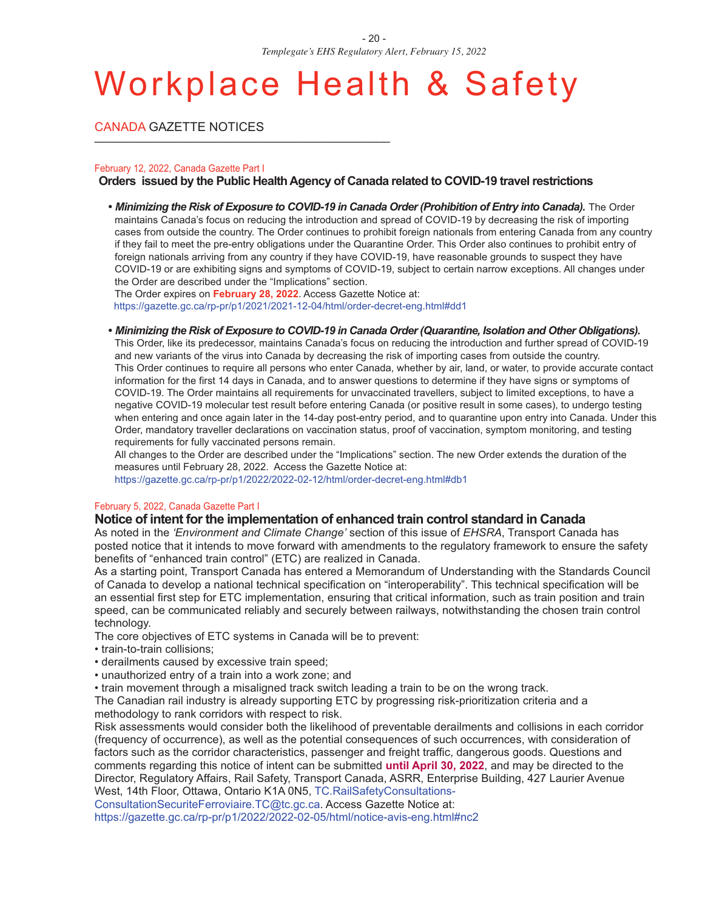# Workplace Health & Safety

## CANADA GAZETTE NOTICES

February 12, 2022, Canada Gazette Part I

### Orders issued by the Public Health Agency of Canada related to COVID-19 travel restrictions

- ***Minimizing the Risk of Exposure to COVID-19 in Canada Order (Prohibition of Entry into Canada).*** The Order maintains Canada's focus on reducing the introduction and spread of COVID-19 by decreasing the risk of importing cases from outside the country. The Order continues to prohibit foreign nationals from entering Canada from any country if they fail to meet the pre-entry obligations under the Quarantine Order. This Order also continues to prohibit entry of foreign nationals arriving from any country if they have COVID-19, have reasonable grounds to suspect they have COVID-19 or are exhibiting signs and symptoms of COVID-19, subject to certain narrow exceptions. All changes under the Order are described under the "Implications" section.
  The Order expires on **February 28, 2022**. Access Gazette Notice at:
  https://gazette.gc.ca/rp-pr/p1/2021/2021-12-04/html/order-decret-eng.html#dd1

- ***Minimizing the Risk of Exposure to COVID-19 in Canada Order (Quarantine, Isolation and Other Obligations).*** This Order, like its predecessor, maintains Canada's focus on reducing the introduction and further spread of COVID-19 and new variants of the virus into Canada by decreasing the risk of importing cases from outside the country. This Order continues to require all persons who enter Canada, whether by air, land, or water, to provide accurate contact information for the first 14 days in Canada, and to answer questions to determine if they have signs or symptoms of COVID-19. The Order maintains all requirements for unvaccinated travellers, subject to limited exceptions, to have a negative COVID-19 molecular test result before entering Canada (or positive result in some cases), to undergo testing when entering and once again later in the 14-day post-entry period, and to quarantine upon entry into Canada. Under this Order, mandatory traveller declarations on vaccination status, proof of vaccination, symptom monitoring, and testing requirements for fully vaccinated persons remain.
  All changes to the Order are described under the "Implications" section. The new Order extends the duration of the measures until February 28, 2022. Access the Gazette Notice at:
  https://gazette.gc.ca/rp-pr/p1/2022/2022-02-12/html/order-decret-eng.html#db1

February 5, 2022, Canada Gazette Part I

### Notice of intent for the implementation of enhanced train control standard in Canada

As noted in the *'Environment and Climate Change'* section of this issue of *EHSRA*, Transport Canada has posted notice that it intends to move forward with amendments to the regulatory framework to ensure the safety benefits of "enhanced train control" (ETC) are realized in Canada.

As a starting point, Transport Canada has entered a Memorandum of Understanding with the Standards Council of Canada to develop a national technical specification on "interoperability". This technical specification will be an essential first step for ETC implementation, ensuring that critical information, such as train position and train speed, can be communicated reliably and securely between railways, notwithstanding the chosen train control technology.

The core objectives of ETC systems in Canada will be to prevent:

- train-to-train collisions;
- derailments caused by excessive train speed;
- unauthorized entry of a train into a work zone; and
- train movement through a misaligned track switch leading a train to be on the wrong track.

The Canadian rail industry is already supporting ETC by progressing risk-prioritization criteria and a methodology to rank corridors with respect to risk.

Risk assessments would consider both the likelihood of preventable derailments and collisions in each corridor (frequency of occurrence), as well as the potential consequences of such occurrences, with consideration of factors such as the corridor characteristics, passenger and freight traffic, dangerous goods. Questions and comments regarding this notice of intent can be submitted **until April 30, 2022**, and may be directed to the Director, Regulatory Affairs, Rail Safety, Transport Canada, ASRR, Enterprise Building, 427 Laurier Avenue West, 14th Floor, Ottawa, Ontario K1A 0N5, TC.RailSafetyConsultations-ConsultationSecuriteFerroviaire.TC@tc.gc.ca. Access Gazette Notice at:
https://gazette.gc.ca/rp-pr/p1/2022/2022-02-05/html/notice-avis-eng.html#nc2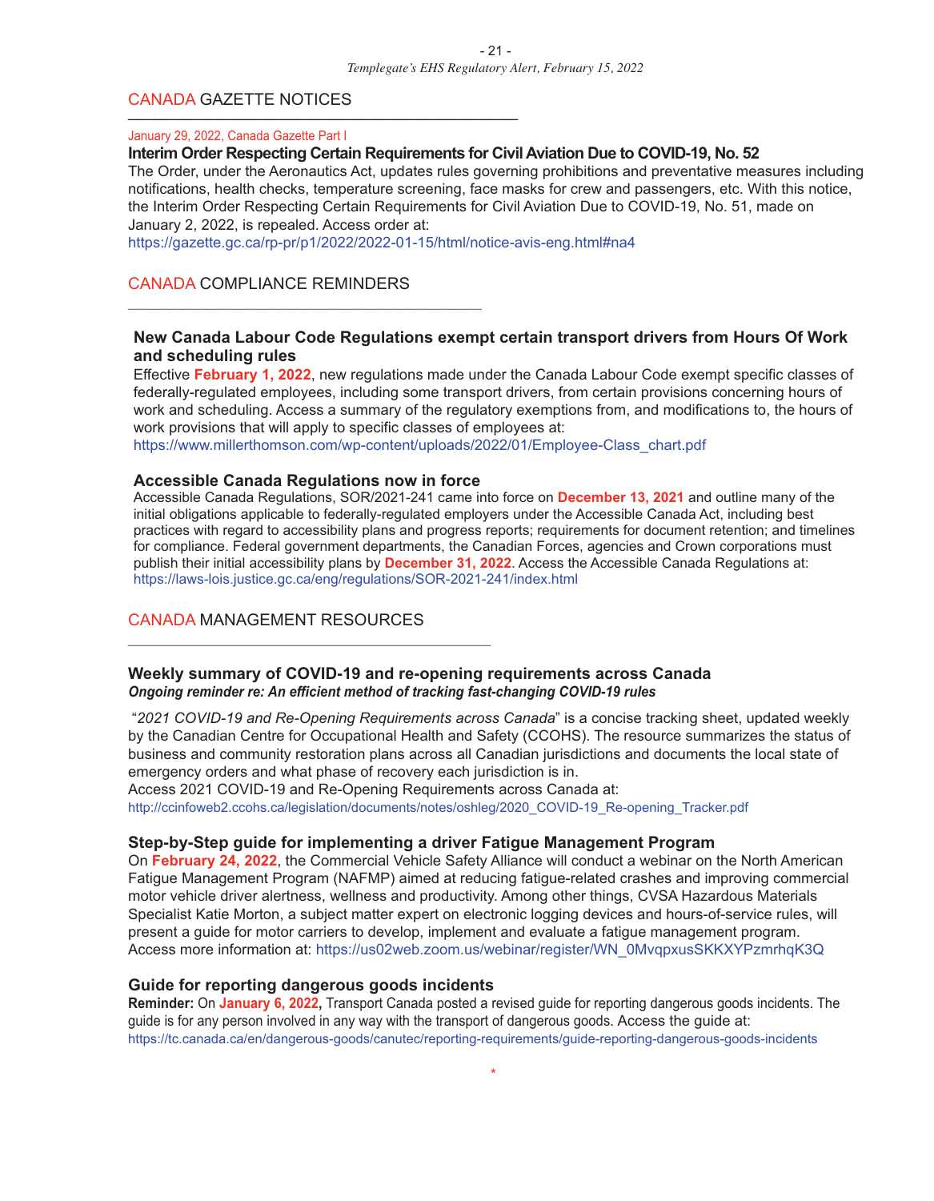## CANADA GAZETTE NOTICES

January 29, 2022, Canada Gazette Part I

**Interim Order Respecting Certain Requirements for Civil Aviation Due to COVID-19, No. 52**

The Order, under the Aeronautics Act, updates rules governing prohibitions and preventative measures including notifications, health checks, temperature screening, face masks for crew and passengers, etc. With this notice, the Interim Order Respecting Certain Requirements for Civil Aviation Due to COVID-19, No. 51, made on January 2, 2022, is repealed. Access order at:
https://gazette.gc.ca/rp-pr/p1/2022/2022-01-15/html/notice-avis-eng.html#na4

## CANADA COMPLIANCE REMINDERS

### New Canada Labour Code Regulations exempt certain transport drivers from Hours Of Work and scheduling rules

Effective **February 1, 2022**, new regulations made under the Canada Labour Code exempt specific classes of federally-regulated employees, including some transport drivers, from certain provisions concerning hours of work and scheduling. Access a summary of the regulatory exemptions from, and modifications to, the hours of work provisions that will apply to specific classes of employees at:
https://www.millerthomson.com/wp-content/uploads/2022/01/Employee-Class_chart.pdf

### Accessible Canada Regulations now in force

Accessible Canada Regulations, SOR/2021-241 came into force on **December 13, 2021** and outline many of the initial obligations applicable to federally-regulated employers under the Accessible Canada Act, including best practices with regard to accessibility plans and progress reports; requirements for document retention; and timelines for compliance. Federal government departments, the Canadian Forces, agencies and Crown corporations must publish their initial accessibility plans by **December 31, 2022**. Access the Accessible Canada Regulations at:
https://laws-lois.justice.gc.ca/eng/regulations/SOR-2021-241/index.html

## CANADA MANAGEMENT RESOURCES

### Weekly summary of COVID-19 and re-opening requirements across Canada

***Ongoing reminder re: An efficient method of tracking fast-changing COVID-19 rules***

"*2021 COVID-19 and Re-Opening Requirements across Canada*" is a concise tracking sheet, updated weekly by the Canadian Centre for Occupational Health and Safety (CCOHS). The resource summarizes the status of business and community restoration plans across all Canadian jurisdictions and documents the local state of emergency orders and what phase of recovery each jurisdiction is in.
Access 2021 COVID-19 and Re-Opening Requirements across Canada at:
http://ccinfoweb2.ccohs.ca/legislation/documents/notes/oshleg/2020_COVID-19_Re-opening_Tracker.pdf

### Step-by-Step guide for implementing a driver Fatigue Management Program

On **February 24, 2022**, the Commercial Vehicle Safety Alliance will conduct a webinar on the North American Fatigue Management Program (NAFMP) aimed at reducing fatigue-related crashes and improving commercial motor vehicle driver alertness, wellness and productivity. Among other things, CVSA Hazardous Materials Specialist Katie Morton, a subject matter expert on electronic logging devices and hours-of-service rules, will present a guide for motor carriers to develop, implement and evaluate a fatigue management program.
Access more information at: https://us02web.zoom.us/webinar/register/WN_0MvqpxusSKKXYPzmrhqK3Q

### Guide for reporting dangerous goods incidents

**Reminder:** On **January 6, 2022,** Transport Canada posted a revised guide for reporting dangerous goods incidents. The guide is for any person involved in any way with the transport of dangerous goods. Access the guide at:
https://tc.canada.ca/en/dangerous-goods/canutec/reporting-requirements/guide-reporting-dangerous-goods-incidents

*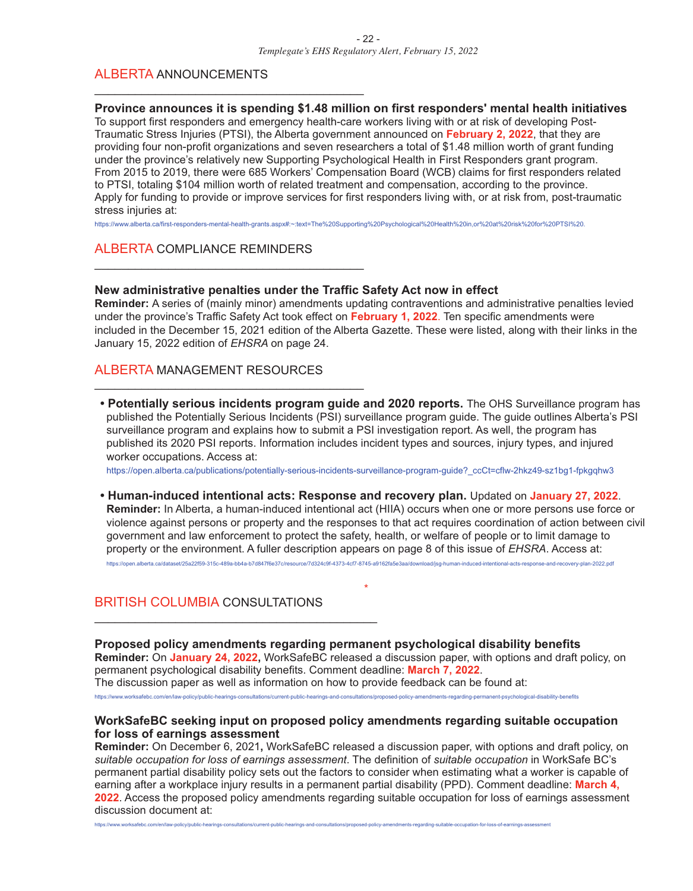## ALBERTA ANNOUNCEMENTS

### Province announces it is spending $1.48 million on first responders' mental health initiatives

To support first responders and emergency health-care workers living with or at risk of developing Post-Traumatic Stress Injuries (PTSI), the Alberta government announced on **February 2, 2022**, that they are providing four non-profit organizations and seven researchers a total of $1.48 million worth of grant funding under the province's relatively new Supporting Psychological Health in First Responders grant program. From 2015 to 2019, there were 685 Workers' Compensation Board (WCB) claims for first responders related to PTSI, totaling $104 million worth of related treatment and compensation, according to the province. Apply for funding to provide or improve services for first responders living with, or at risk from, post-traumatic stress injuries at:

https://www.alberta.ca/first-responders-mental-health-grants.aspx#:~:text=The%20Supporting%20Psychological%20Health%20in,or%20at%20risk%20for%20PTSI%20.

## ALBERTA COMPLIANCE REMINDERS

### New administrative penalties under the Traffic Safety Act now in effect

**Reminder:** A series of (mainly minor) amendments updating contraventions and administrative penalties levied under the province's Traffic Safety Act took effect on **February 1, 2022**. Ten specific amendments were included in the December 15, 2021 edition of the Alberta Gazette. These were listed, along with their links in the January 15, 2022 edition of *EHSRA* on page 24.

## ALBERTA MANAGEMENT RESOURCES

- **Potentially serious incidents program guide and 2020 reports.** The OHS Surveillance program has published the Potentially Serious Incidents (PSI) surveillance program guide. The guide outlines Alberta's PSI surveillance program and explains how to submit a PSI investigation report. As well, the program has published its 2020 PSI reports. Information includes incident types and sources, injury types, and injured worker occupations. Access at:

  https://open.alberta.ca/publications/potentially-serious-incidents-surveillance-program-guide?_ccCt=cflw-2hkz49-sz1bg1-fpkgqhw3

- **Human-induced intentional acts: Response and recovery plan.** Updated on **January 27, 2022**. **Reminder:** In Alberta, a human-induced intentional act (HIIA) occurs when one or more persons use force or violence against persons or property and the responses to that act requires coordination of action between civil government and law enforcement to protect the safety, health, or welfare of people or to limit damage to property or the environment. A fuller description appears on page 8 of this issue of *EHSRA*. Access at:

  https://open.alberta.ca/dataset/25a22f59-315c-489a-bb4a-b7d847f6e37c/resource/7d324c9f-4373-4cf7-8745-a9162fa5e3aa/download/jsg-human-induced-intentional-acts-response-and-recovery-plan-2022.pdf

*

## BRITISH COLUMBIA CONSULTATIONS

### Proposed policy amendments regarding permanent psychological disability benefits

**Reminder:** On **January 24, 2022,** WorkSafeBC released a discussion paper, with options and draft policy, on permanent psychological disability benefits. Comment deadline: **March 7, 2022**.
The discussion paper as well as information on how to provide feedback can be found at:

https://www.worksafebc.com/en/law-policy/public-hearings-consultations/current-public-hearings-and-consultations/proposed-policy-amendments-regarding-permanent-psychological-disability-benefits

### WorkSafeBC seeking input on proposed policy amendments regarding suitable occupation for loss of earnings assessment

**Reminder:** On December 6, 2021**,** WorkSafeBC released a discussion paper, with options and draft policy, on *suitable occupation for loss of earnings assessment*. The definition of *suitable occupation* in WorkSafe BC's permanent partial disability policy sets out the factors to consider when estimating what a worker is capable of earning after a workplace injury results in a permanent partial disability (PPD). Comment deadline: **March 4, 2022**. Access the proposed policy amendments regarding suitable occupation for loss of earnings assessment discussion document at:

https://www.worksafebc.com/en/law-policy/public-hearings-consultations/current-public-hearings-and-consultations/proposed-policy-amendments-regarding-suitable-occupation-for-loss-of-earnings-assessment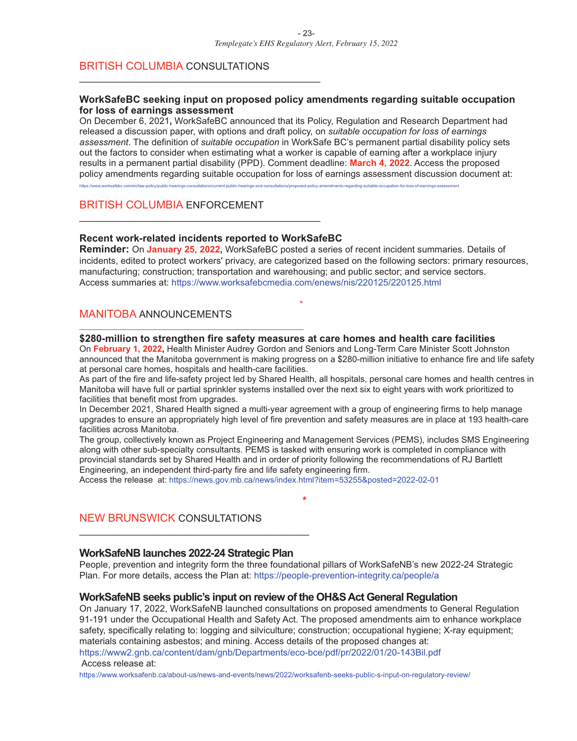## BRITISH COLUMBIA CONSULTATIONS

### WorkSafeBC seeking input on proposed policy amendments regarding suitable occupation for loss of earnings assessment

On December 6, 2021**,** WorkSafeBC announced that its Policy, Regulation and Research Department had released a discussion paper, with options and draft policy, on *suitable occupation for loss of earnings assessment*. The definition of *suitable occupation* in WorkSafe BC's permanent partial disability policy sets out the factors to consider when estimating what a worker is capable of earning after a workplace injury results in a permanent partial disability (PPD). Comment deadline: **March 4, 2022**. Access the proposed policy amendments regarding suitable occupation for loss of earnings assessment discussion document at: https://www.worksafebc.com/en/law-policy/public-hearings-consultations/current-public-hearings-and-consultations/proposed-policy-amendments-regarding-suitable-occupation-for-loss-of-earnings-assessment

## BRITISH COLUMBIA ENFORCEMENT

### Recent work-related incidents reported to WorkSafeBC

**Reminder:** On **January 25, 2022,** WorkSafeBC posted a series of recent incident summaries. Details of incidents, edited to protect workers' privacy, are categorized based on the following sectors: primary resources, manufacturing; construction; transportation and warehousing; and public sector; and service sectors. Access summaries at: https://www.worksafebcmedia.com/enews/nis/220125/220125.html

*

## MANITOBA ANNOUNCEMENTS

### $280-million to strengthen fire safety measures at care homes and health care facilities

On **February 1, 2022,** Health Minister Audrey Gordon and Seniors and Long-Term Care Minister Scott Johnston announced that the Manitoba government is making progress on a $280-million initiative to enhance fire and life safety at personal care homes, hospitals and health-care facilities.

As part of the fire and life-safety project led by Shared Health, all hospitals, personal care homes and health centres in Manitoba will have full or partial sprinkler systems installed over the next six to eight years with work prioritized to facilities that benefit most from upgrades.

In December 2021, Shared Health signed a multi-year agreement with a group of engineering firms to help manage upgrades to ensure an appropriately high level of fire prevention and safety measures are in place at 193 health-care facilities across Manitoba.

The group, collectively known as Project Engineering and Management Services (PEMS), includes SMS Engineering along with other sub-specialty consultants. PEMS is tasked with ensuring work is completed in compliance with provincial standards set by Shared Health and in order of priority following the recommendations of RJ Bartlett Engineering, an independent third-party fire and life safety engineering firm.

Access the release at: https://news.gov.mb.ca/news/index.html?item=53255&posted=2022-02-01

*

## NEW BRUNSWICK CONSULTATIONS

### WorkSafeNB launches 2022-24 Strategic Plan

People, prevention and integrity form the three foundational pillars of WorkSafeNB's new 2022-24 Strategic Plan. For more details, access the Plan at: https://people-prevention-integrity.ca/people/a

### WorkSafeNB seeks public's input on review of the OH&S Act General Regulation

On January 17, 2022, WorkSafeNB launched consultations on proposed amendments to General Regulation 91-191 under the Occupational Health and Safety Act. The proposed amendments aim to enhance workplace safety, specifically relating to: logging and silviculture; construction; occupational hygiene; X-ray equipment; materials containing asbestos; and mining. Access details of the proposed changes at: https://www2.gnb.ca/content/dam/gnb/Departments/eco-bce/pdf/pr/2022/01/20-143Bil.pdf

Access release at: https://www.worksafenb.ca/about-us/news-and-events/news/2022/worksafenb-seeks-public-s-input-on-regulatory-review/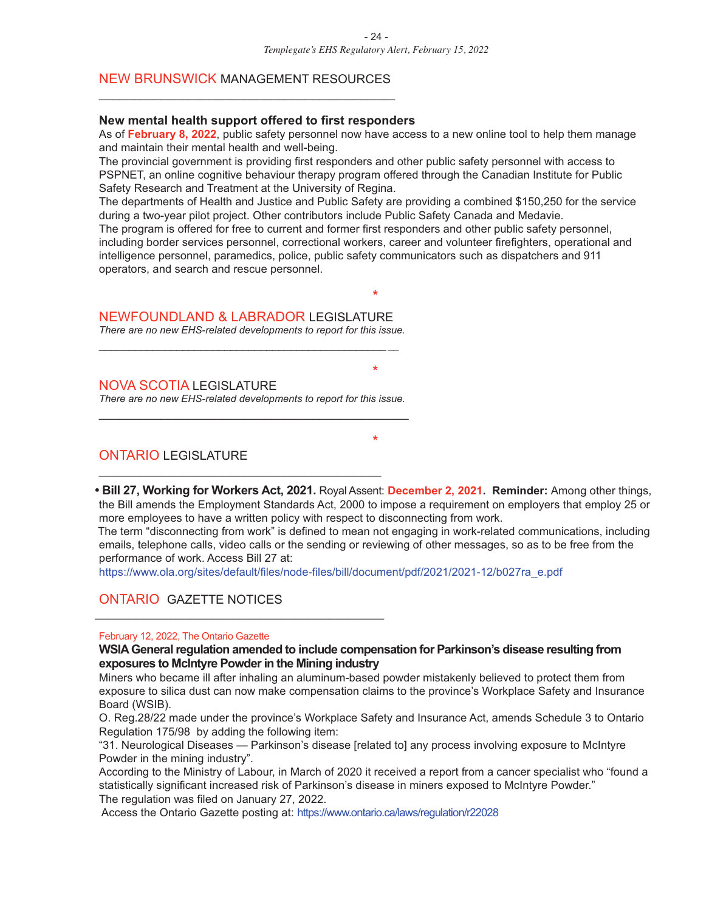## NEW BRUNSWICK MANAGEMENT RESOURCES

### New mental health support offered to first responders

As of **February 8, 2022**, public safety personnel now have access to a new online tool to help them manage and maintain their mental health and well-being.

The provincial government is providing first responders and other public safety personnel with access to PSPNET, an online cognitive behaviour therapy program offered through the Canadian Institute for Public Safety Research and Treatment at the University of Regina.

The departments of Health and Justice and Public Safety are providing a combined $150,250 for the service during a two-year pilot project. Other contributors include Public Safety Canada and Medavie.

The program is offered for free to current and former first responders and other public safety personnel, including border services personnel, correctional workers, career and volunteer firefighters, operational and intelligence personnel, paramedics, police, public safety communicators such as dispatchers and 911 operators, and search and rescue personnel.

*

## NEWFOUNDLAND & LABRADOR LEGISLATURE

*There are no new EHS-related developments to report for this issue.*

*

## NOVA SCOTIA LEGISLATURE

*There are no new EHS-related developments to report for this issue.*

*

## ONTARIO LEGISLATURE

- **Bill 27, Working for Workers Act, 2021.** Royal Assent: **December 2, 2021. Reminder:** Among other things, the Bill amends the Employment Standards Act, 2000 to impose a requirement on employers that employ 25 or more employees to have a written policy with respect to disconnecting from work.

  The term "disconnecting from work" is defined to mean not engaging in work-related communications, including emails, telephone calls, video calls or the sending or reviewing of other messages, so as to be free from the performance of work. Access Bill 27 at:
  https://www.ola.org/sites/default/files/node-files/bill/document/pdf/2021/2021-12/b027ra_e.pdf

## ONTARIO GAZETTE NOTICES

February 12, 2022, The Ontario Gazette

### WSIA General regulation amended to include compensation for Parkinson's disease resulting from exposures to McIntyre Powder in the Mining industry

Miners who became ill after inhaling an aluminum-based powder mistakenly believed to protect them from exposure to silica dust can now make compensation claims to the province's Workplace Safety and Insurance Board (WSIB).

O. Reg.28/22 made under the province's Workplace Safety and Insurance Act, amends Schedule 3 to Ontario Regulation 175/98 by adding the following item:

"31. Neurological Diseases — Parkinson's disease [related to] any process involving exposure to McIntyre Powder in the mining industry".

According to the Ministry of Labour, in March of 2020 it received a report from a cancer specialist who "found a statistically significant increased risk of Parkinson's disease in miners exposed to McIntyre Powder."

The regulation was filed on January 27, 2022.

Access the Ontario Gazette posting at: https://www.ontario.ca/laws/regulation/r22028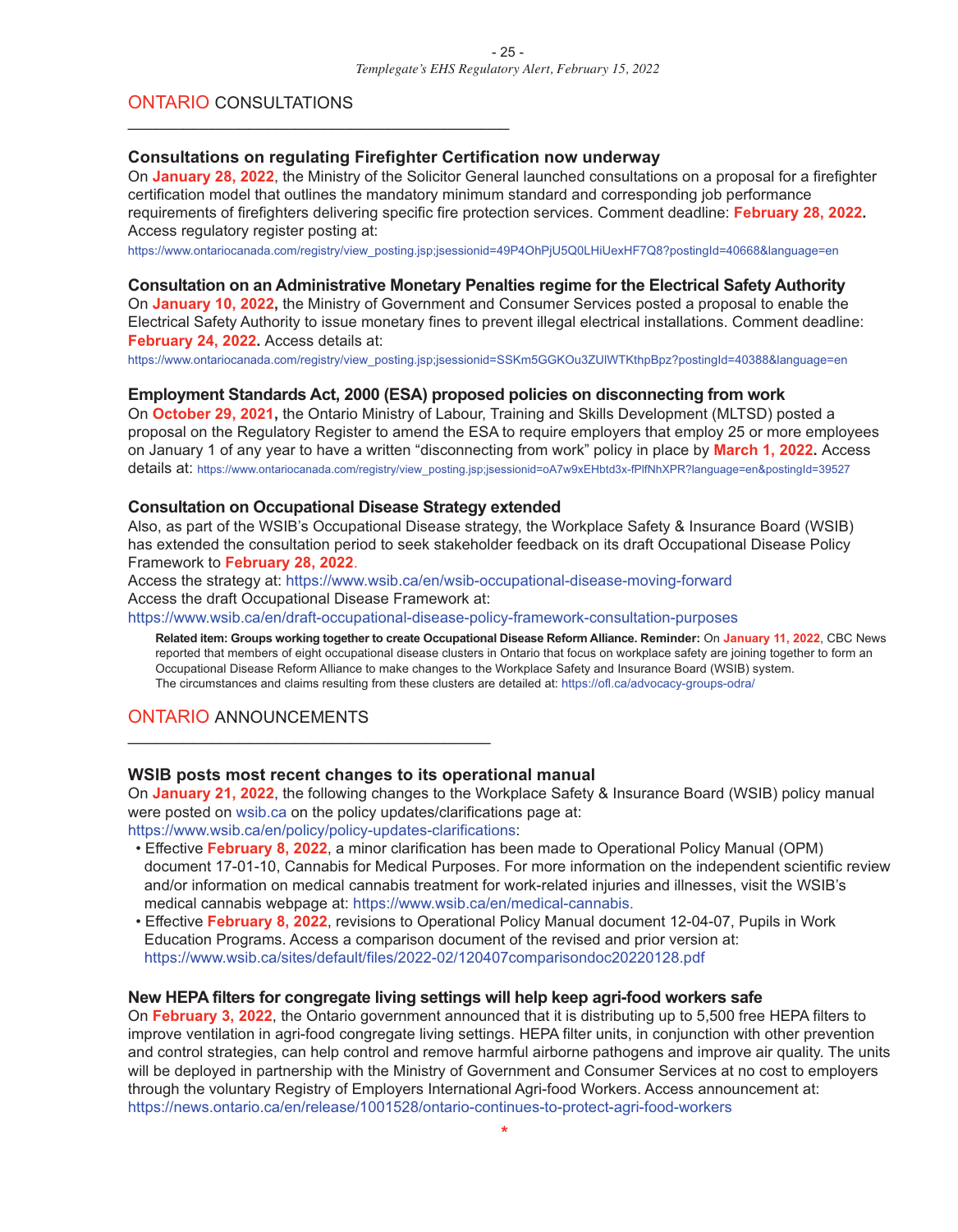## ONTARIO CONSULTATIONS

### Consultations on regulating Firefighter Certification now underway

On **January 28, 2022**, the Ministry of the Solicitor General launched consultations on a proposal for a firefighter certification model that outlines the mandatory minimum standard and corresponding job performance requirements of firefighters delivering specific fire protection services. Comment deadline: **February 28, 2022.** Access regulatory register posting at:

https://www.ontariocanada.com/registry/view_posting.jsp;jsessionid=49P4OhPjU5Q0LHiUexHF7Q8?postingId=40668&language=en

### Consultation on an Administrative Monetary Penalties regime for the Electrical Safety Authority

On **January 10, 2022,** the Ministry of Government and Consumer Services posted a proposal to enable the Electrical Safety Authority to issue monetary fines to prevent illegal electrical installations. Comment deadline: **February 24, 2022.** Access details at:

https://www.ontariocanada.com/registry/view_posting.jsp;jsessionid=SSKm5GGKOu3ZUlWTKthpBpz?postingId=40388&language=en

### Employment Standards Act, 2000 (ESA) proposed policies on disconnecting from work

On **October 29, 2021,** the Ontario Ministry of Labour, Training and Skills Development (MLTSD) posted a proposal on the Regulatory Register to amend the ESA to require employers that employ 25 or more employees on January 1 of any year to have a written "disconnecting from work" policy in place by **March 1, 2022.** Access details at: https://www.ontariocanada.com/registry/view_posting.jsp;jsessionid=oA7w9xEHbtd3x-fPlfNhXPR?language=en&postingId=39527

### Consultation on Occupational Disease Strategy extended

Also, as part of the WSIB's Occupational Disease strategy, the Workplace Safety & Insurance Board (WSIB) has extended the consultation period to seek stakeholder feedback on its draft Occupational Disease Policy Framework to **February 28, 2022**.

Access the strategy at: https://www.wsib.ca/en/wsib-occupational-disease-moving-forward

Access the draft Occupational Disease Framework at:

https://www.wsib.ca/en/draft-occupational-disease-policy-framework-consultation-purposes

> **Related item: Groups working together to create Occupational Disease Reform Alliance. Reminder:** On **January 11, 2022**, CBC News reported that members of eight occupational disease clusters in Ontario that focus on workplace safety are joining together to form an Occupational Disease Reform Alliance to make changes to the Workplace Safety and Insurance Board (WSIB) system.
> The circumstances and claims resulting from these clusters are detailed at: https://ofl.ca/advocacy-groups-odra/

## ONTARIO ANNOUNCEMENTS

### WSIB posts most recent changes to its operational manual

On **January 21, 2022**, the following changes to the Workplace Safety & Insurance Board (WSIB) policy manual were posted on wsib.ca on the policy updates/clarifications page at:
https://www.wsib.ca/en/policy/policy-updates-clarifications:

- Effective **February 8, 2022**, a minor clarification has been made to Operational Policy Manual (OPM) document 17-01-10, Cannabis for Medical Purposes. For more information on the independent scientific review and/or information on medical cannabis treatment for work-related injuries and illnesses, visit the WSIB's medical cannabis webpage at: https://www.wsib.ca/en/medical-cannabis.
- Effective **February 8, 2022**, revisions to Operational Policy Manual document 12-04-07, Pupils in Work Education Programs. Access a comparison document of the revised and prior version at: https://www.wsib.ca/sites/default/files/2022-02/120407comparisondoc20220128.pdf

### New HEPA filters for congregate living settings will help keep agri-food workers safe

On **February 3, 2022**, the Ontario government announced that it is distributing up to 5,500 free HEPA filters to improve ventilation in agri-food congregate living settings. HEPA filter units, in conjunction with other prevention and control strategies, can help control and remove harmful airborne pathogens and improve air quality. The units will be deployed in partnership with the Ministry of Government and Consumer Services at no cost to employers through the voluntary Registry of Employers International Agri-food Workers. Access announcement at:
https://news.ontario.ca/en/release/1001528/ontario-continues-to-protect-agri-food-workers

*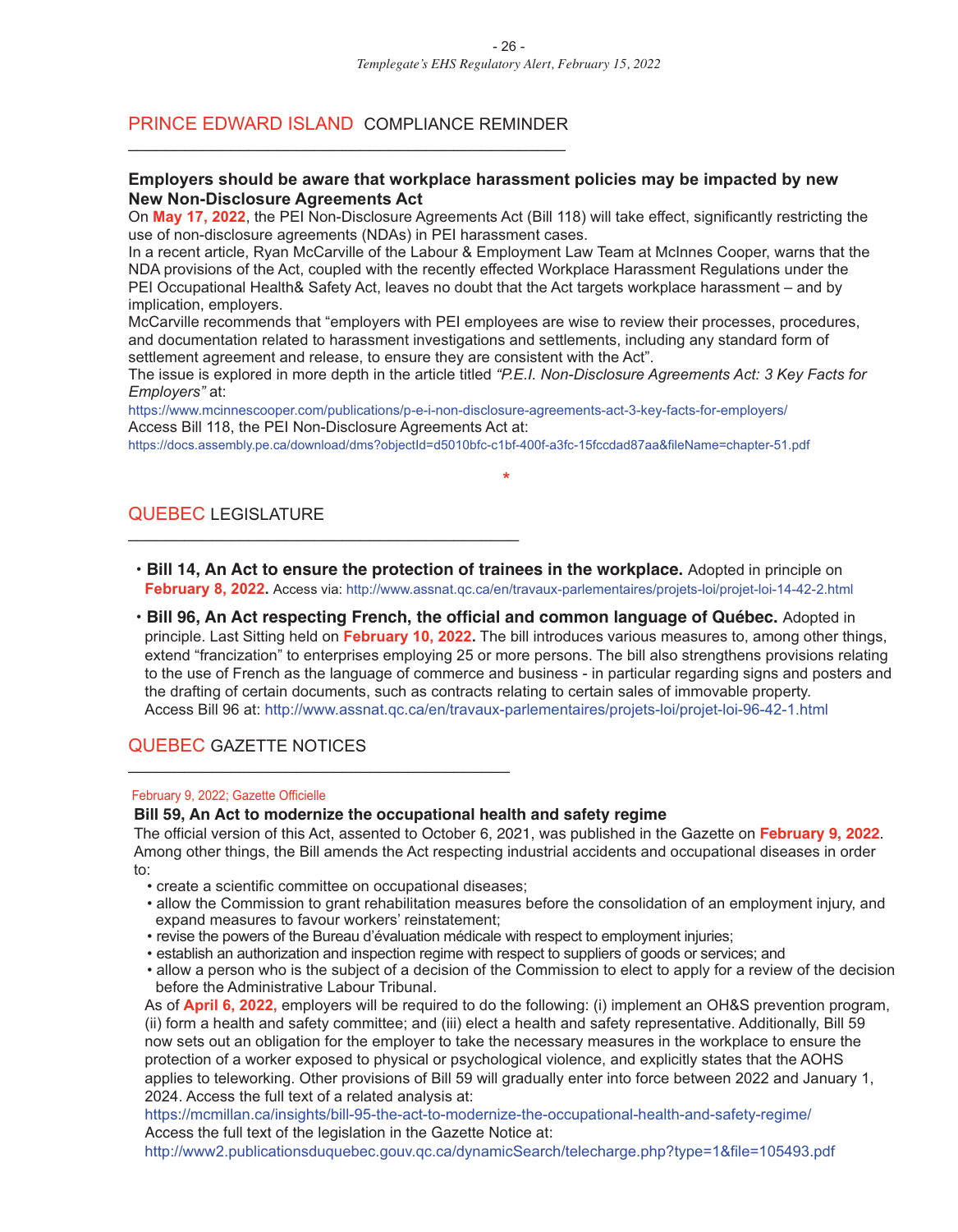## PRINCE EDWARD ISLAND COMPLIANCE REMINDER

**Employers should be aware that workplace harassment policies may be impacted by new New Non-Disclosure Agreements Act**

On **May 17, 2022**, the PEI Non-Disclosure Agreements Act (Bill 118) will take effect, significantly restricting the use of non-disclosure agreements (NDAs) in PEI harassment cases.

In a recent article, Ryan McCarville of the Labour & Employment Law Team at McInnes Cooper, warns that the NDA provisions of the Act, coupled with the recently effected Workplace Harassment Regulations under the PEI Occupational Health& Safety Act, leaves no doubt that the Act targets workplace harassment – and by implication, employers.

McCarville recommends that "employers with PEI employees are wise to review their processes, procedures, and documentation related to harassment investigations and settlements, including any standard form of settlement agreement and release, to ensure they are consistent with the Act".

The issue is explored in more depth in the article titled *"P.E.I. Non-Disclosure Agreements Act: 3 Key Facts for Employers"* at:

https://www.mcinnescooper.com/publications/p-e-i-non-disclosure-agreements-act-3-key-facts-for-employers/

Access Bill 118, the PEI Non-Disclosure Agreements Act at:

https://docs.assembly.pe.ca/download/dms?objectId=d5010bfc-c1bf-400f-a3fc-15fccdad87aa&fileName=chapter-51.pdf

*

## QUEBEC LEGISLATURE

- **Bill 14, An Act to ensure the protection of trainees in the workplace.** Adopted in principle on **February 8, 2022.** Access via: http://www.assnat.qc.ca/en/travaux-parlementaires/projets-loi/projet-loi-14-42-2.html
- **Bill 96, An Act respecting French, the official and common language of Québec.** Adopted in principle. Last Sitting held on **February 10, 2022.** The bill introduces various measures to, among other things, extend "francization" to enterprises employing 25 or more persons. The bill also strengthens provisions relating to the use of French as the language of commerce and business - in particular regarding signs and posters and the drafting of certain documents, such as contracts relating to certain sales of immovable property.
  Access Bill 96 at: http://www.assnat.qc.ca/en/travaux-parlementaires/projets-loi/projet-loi-96-42-1.html

## QUEBEC GAZETTE NOTICES

February 9, 2022; Gazette Officielle

**Bill 59, An Act to modernize the occupational health and safety regime**

The official version of this Act, assented to October 6, 2021, was published in the Gazette on **February 9, 2022**. Among other things, the Bill amends the Act respecting industrial accidents and occupational diseases in order to:

- create a scientific committee on occupational diseases;
- allow the Commission to grant rehabilitation measures before the consolidation of an employment injury, and expand measures to favour workers' reinstatement;
- revise the powers of the Bureau d'évaluation médicale with respect to employment injuries;
- establish an authorization and inspection regime with respect to suppliers of goods or services; and
- allow a person who is the subject of a decision of the Commission to elect to apply for a review of the decision before the Administrative Labour Tribunal.

As of **April 6, 2022,** employers will be required to do the following: (i) implement an OH&S prevention program, (ii) form a health and safety committee; and (iii) elect a health and safety representative. Additionally, Bill 59 now sets out an obligation for the employer to take the necessary measures in the workplace to ensure the protection of a worker exposed to physical or psychological violence, and explicitly states that the AOHS applies to teleworking. Other provisions of Bill 59 will gradually enter into force between 2022 and January 1, 2024. Access the full text of a related analysis at:

https://mcmillan.ca/insights/bill-95-the-act-to-modernize-the-occupational-health-and-safety-regime/

Access the full text of the legislation in the Gazette Notice at:

http://www2.publicationsduquebec.gouv.qc.ca/dynamicSearch/telecharge.php?type=1&file=105493.pdf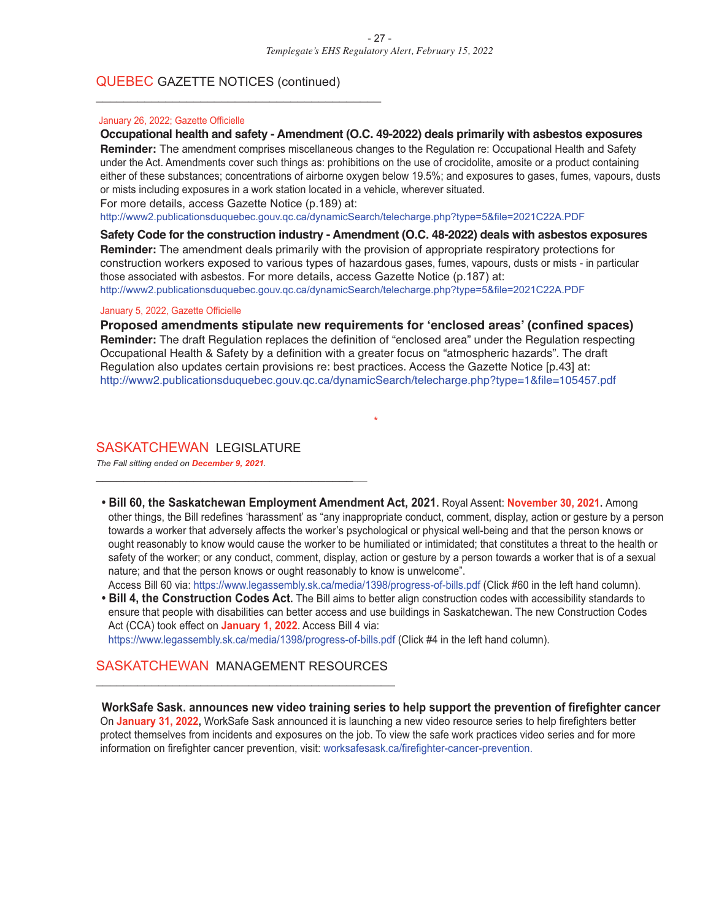## QUEBEC GAZETTE NOTICES (continued)

January 26, 2022; Gazette Officielle

**Occupational health and safety - Amendment (O.C. 49-2022) deals primarily with asbestos exposures**

**Reminder:** The amendment comprises miscellaneous changes to the Regulation re: Occupational Health and Safety under the Act. Amendments cover such things as: prohibitions on the use of crocidolite, amosite or a product containing either of these substances; concentrations of airborne oxygen below 19.5%; and exposures to gases, fumes, vapours, dusts or mists including exposures in a work station located in a vehicle, wherever situated.

For more details, access Gazette Notice (p.189) at:

http://www2.publicationsduquebec.gouv.qc.ca/dynamicSearch/telecharge.php?type=5&file=2021C22A.PDF

**Safety Code for the construction industry - Amendment (O.C. 48-2022) deals with asbestos exposures**

**Reminder:** The amendment deals primarily with the provision of appropriate respiratory protections for construction workers exposed to various types of hazardous gases, fumes, vapours, dusts or mists - in particular those associated with asbestos. For more details, access Gazette Notice (p.187) at:

http://www2.publicationsduquebec.gouv.qc.ca/dynamicSearch/telecharge.php?type=5&file=2021C22A.PDF

January 5, 2022, Gazette Officielle

**Proposed amendments stipulate new requirements for 'enclosed areas' (confined spaces)**

**Reminder:** The draft Regulation replaces the definition of "enclosed area" under the Regulation respecting Occupational Health & Safety by a definition with a greater focus on "atmospheric hazards". The draft Regulation also updates certain provisions re: best practices. Access the Gazette Notice [p.43] at:

http://www2.publicationsduquebec.gouv.qc.ca/dynamicSearch/telecharge.php?type=1&file=105457.pdf

*

## SASKATCHEWAN LEGISLATURE

*The Fall sitting ended on **December 9, 2021**.*

- **Bill 60, the Saskatchewan Employment Amendment Act, 2021.** Royal Assent: **November 30, 2021.** Among other things, the Bill redefines 'harassment' as "any inappropriate conduct, comment, display, action or gesture by a person towards a worker that adversely affects the worker's psychological or physical well-being and that the person knows or ought reasonably to know would cause the worker to be humiliated or intimidated; that constitutes a threat to the health or safety of the worker; or any conduct, comment, display, action or gesture by a person towards a worker that is of a sexual nature; and that the person knows or ought reasonably to know is unwelcome".
  Access Bill 60 via: https://www.legassembly.sk.ca/media/1398/progress-of-bills.pdf (Click #60 in the left hand column).
- **Bill 4, the Construction Codes Act.** The Bill aims to better align construction codes with accessibility standards to ensure that people with disabilities can better access and use buildings in Saskatchewan. The new Construction Codes Act (CCA) took effect on **January 1, 2022**. Access Bill 4 via:
  https://www.legassembly.sk.ca/media/1398/progress-of-bills.pdf (Click #4 in the left hand column).

## SASKATCHEWAN MANAGEMENT RESOURCES

**WorkSafe Sask. announces new video training series to help support the prevention of firefighter cancer**

On **January 31, 2022,** WorkSafe Sask announced it is launching a new video resource series to help firefighters better protect themselves from incidents and exposures on the job. To view the safe work practices video series and for more information on firefighter cancer prevention, visit: worksafesask.ca/firefighter-cancer-prevention.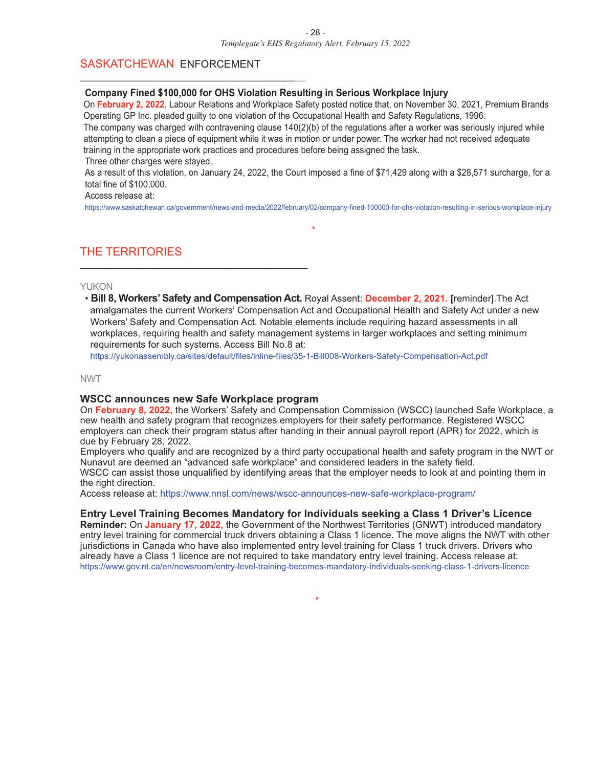## SASKATCHEWAN ENFORCEMENT

### Company Fined $100,000 for OHS Violation Resulting in Serious Workplace Injury

On **February 2, 2022**, Labour Relations and Workplace Safety posted notice that, on November 30, 2021, Premium Brands Operating GP Inc. pleaded guilty to one violation of the Occupational Health and Safety Regulations, 1996.

The company was charged with contravening clause 140(2)(b) of the regulations after a worker was seriously injured while attempting to clean a piece of equipment while it was in motion or under power. The worker had not received adequate training in the appropriate work practices and procedures before being assigned the task.

Three other charges were stayed.

As a result of this violation, on January 24, 2022, the Court imposed a fine of $71,429 along with a $28,571 surcharge, for a total fine of $100,000.

Access release at:

https://www.saskatchewan.ca/government/news-and-media/2022/february/02/company-fined-100000-for-ohs-violation-resulting-in-serious-workplace-injury

*

## THE TERRITORIES

YUKON

- **Bill 8, Workers' Safety and Compensation Act.** Royal Assent: **December 2, 2021.** **[**reminder].The Act amalgamates the current Workers' Compensation Act and Occupational Health and Safety Act under a new Workers' Safety and Compensation Act. Notable elements include requiring hazard assessments in all workplaces, requiring health and safety management systems in larger workplaces and setting minimum requirements for such systems. Access Bill No.8 at:
  https://yukonassembly.ca/sites/default/files/inline-files/35-1-Bill008-Workers-Safety-Compensation-Act.pdf

NWT

### WSCC announces new Safe Workplace program

On **February 8, 2022,** the Workers' Safety and Compensation Commission (WSCC) launched Safe Workplace, a new health and safety program that recognizes employers for their safety performance. Registered WSCC employers can check their program status after handing in their annual payroll report (APR) for 2022, which is due by February 28, 2022.

Employers who qualify and are recognized by a third party occupational health and safety program in the NWT or Nunavut are deemed an "advanced safe workplace" and considered leaders in the safety field.

WSCC can assist those unqualified by identifying areas that the employer needs to look at and pointing them in the right direction.

Access release at: https://www.nnsl.com/news/wscc-announces-new-safe-workplace-program/

### Entry Level Training Becomes Mandatory for Individuals seeking a Class 1 Driver's Licence

**Reminder:** On **January 17, 2022,** the Government of the Northwest Territories (GNWT) introduced mandatory entry level training for commercial truck drivers obtaining a Class 1 licence. The move aligns the NWT with other jurisdictions in Canada who have also implemented entry level training for Class 1 truck drivers. Drivers who already have a Class 1 licence are not required to take mandatory entry level training. Access release at:
https://www.gov.nt.ca/en/newsroom/entry-level-training-becomes-mandatory-individuals-seeking-class-1-drivers-licence

*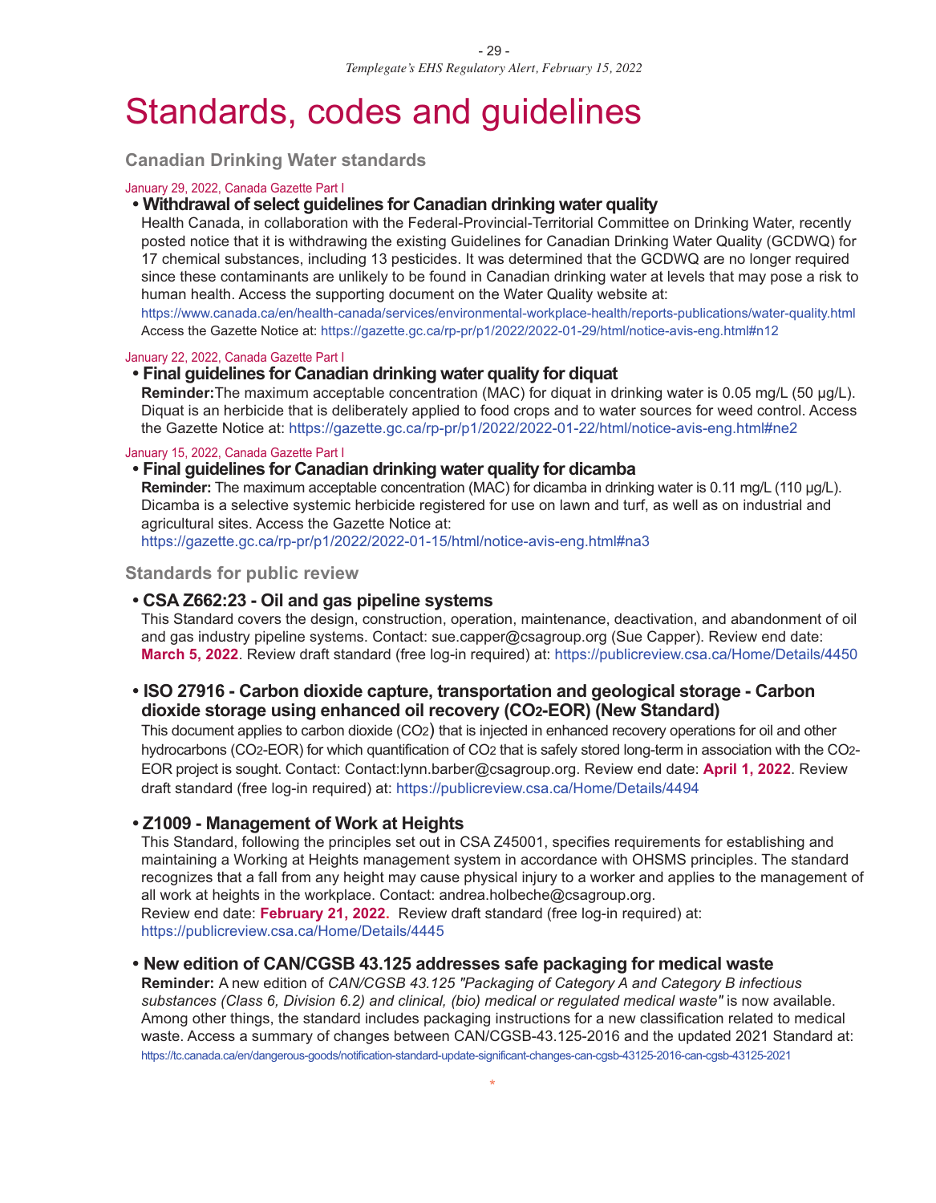# Standards, codes and guidelines

## Canadian Drinking Water standards

January 29, 2022, Canada Gazette Part I

- **Withdrawal of select guidelines for Canadian drinking water quality**
  Health Canada, in collaboration with the Federal-Provincial-Territorial Committee on Drinking Water, recently posted notice that it is withdrawing the existing Guidelines for Canadian Drinking Water Quality (GCDWQ) for 17 chemical substances, including 13 pesticides. It was determined that the GCDWQ are no longer required since these contaminants are unlikely to be found in Canadian drinking water at levels that may pose a risk to human health. Access the supporting document on the Water Quality website at:
  https://www.canada.ca/en/health-canada/services/environmental-workplace-health/reports-publications/water-quality.html
  Access the Gazette Notice at: https://gazette.gc.ca/rp-pr/p1/2022/2022-01-29/html/notice-avis-eng.html#n12

January 22, 2022, Canada Gazette Part I

- **Final guidelines for Canadian drinking water quality for diquat**
  **Reminder:**The maximum acceptable concentration (MAC) for diquat in drinking water is 0.05 mg/L (50 µg/L). Diquat is an herbicide that is deliberately applied to food crops and to water sources for weed control. Access the Gazette Notice at: https://gazette.gc.ca/rp-pr/p1/2022/2022-01-22/html/notice-avis-eng.html#ne2

January 15, 2022, Canada Gazette Part I

- **Final guidelines for Canadian drinking water quality for dicamba**
  **Reminder:** The maximum acceptable concentration (MAC) for dicamba in drinking water is 0.11 mg/L (110 µg/L). Dicamba is a selective systemic herbicide registered for use on lawn and turf, as well as on industrial and agricultural sites. Access the Gazette Notice at:
  https://gazette.gc.ca/rp-pr/p1/2022/2022-01-15/html/notice-avis-eng.html#na3

## Standards for public review

- **CSA Z662:23 - Oil and gas pipeline systems**
  This Standard covers the design, construction, operation, maintenance, deactivation, and abandonment of oil and gas industry pipeline systems. Contact: sue.capper@csagroup.org (Sue Capper). Review end date: **March 5, 2022**. Review draft standard (free log-in required) at: https://publicreview.csa.ca/Home/Details/4450

- **ISO 27916 - Carbon dioxide capture, transportation and geological storage - Carbon dioxide storage using enhanced oil recovery ($CO_2$-EOR) (New Standard)**
  This document applies to carbon dioxide ($CO_2$) that is injected in enhanced recovery operations for oil and other hydrocarbons ($CO_2$-EOR) for which quantification of $CO_2$ that is safely stored long-term in association with the $CO_2$-EOR project is sought. Contact: Contact:lynn.barber@csagroup.org. Review end date: **April 1, 2022**. Review draft standard (free log-in required) at: https://publicreview.csa.ca/Home/Details/4494

- **Z1009 - Management of Work at Heights**
  This Standard, following the principles set out in CSA Z45001, specifies requirements for establishing and maintaining a Working at Heights management system in accordance with OHSMS principles. The standard recognizes that a fall from any height may cause physical injury to a worker and applies to the management of all work at heights in the workplace. Contact: andrea.holbeche@csagroup.org.
  Review end date: **February 21, 2022.** Review draft standard (free log-in required) at:
  https://publicreview.csa.ca/Home/Details/4445

- **New edition of CAN/CGSB 43.125 addresses safe packaging for medical waste**
  **Reminder:** A new edition of *CAN/CGSB 43.125 "Packaging of Category A and Category B infectious substances (Class 6, Division 6.2) and clinical, (bio) medical or regulated medical waste"* is now available. Among other things, the standard includes packaging instructions for a new classification related to medical waste. Access a summary of changes between CAN/CGSB-43.125-2016 and the updated 2021 Standard at:
  https://tc.canada.ca/en/dangerous-goods/notification-standard-update-significant-changes-can-cgsb-43125-2016-can-cgsb-43125-2021

*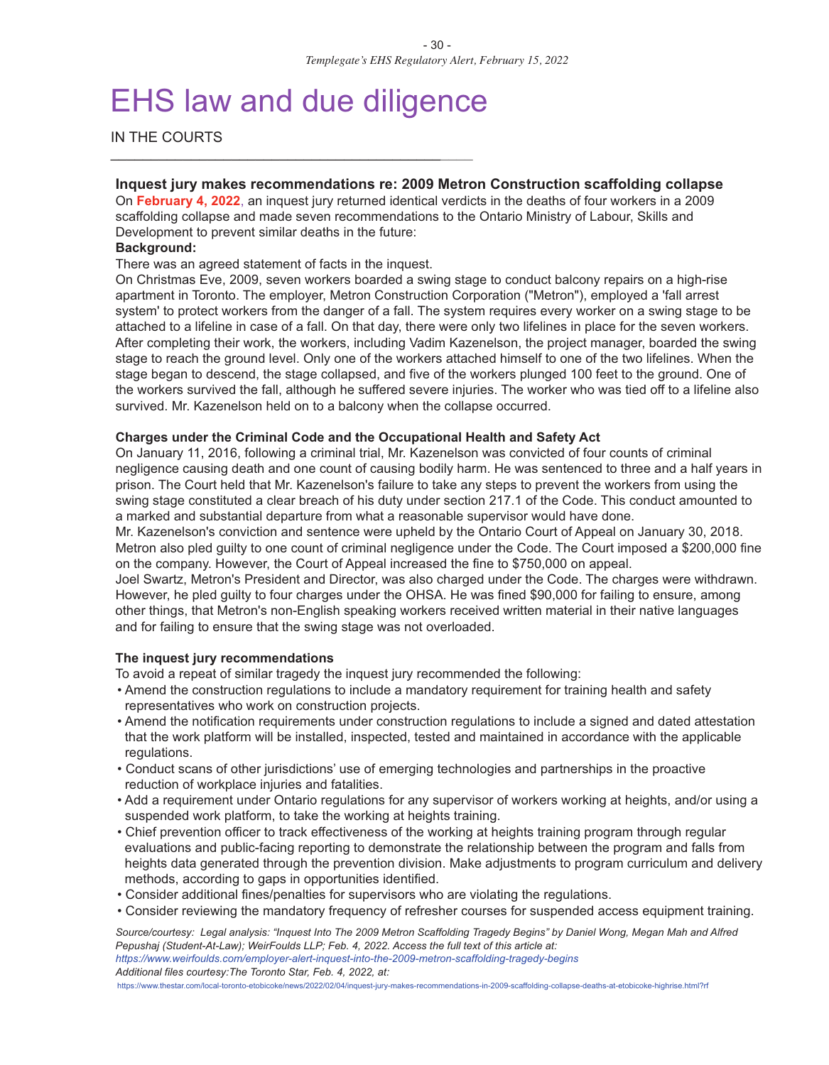# EHS law and due diligence

IN THE COURTS

### Inquest jury makes recommendations re: 2009 Metron Construction scaffolding collapse

On **February 4, 2022**, an inquest jury returned identical verdicts in the deaths of four workers in a 2009 scaffolding collapse and made seven recommendations to the Ontario Ministry of Labour, Skills and Development to prevent similar deaths in the future:

**Background:**

There was an agreed statement of facts in the inquest.

On Christmas Eve, 2009, seven workers boarded a swing stage to conduct balcony repairs on a high-rise apartment in Toronto. The employer, Metron Construction Corporation ("Metron"), employed a 'fall arrest system' to protect workers from the danger of a fall. The system requires every worker on a swing stage to be attached to a lifeline in case of a fall. On that day, there were only two lifelines in place for the seven workers. After completing their work, the workers, including Vadim Kazenelson, the project manager, boarded the swing stage to reach the ground level. Only one of the workers attached himself to one of the two lifelines. When the stage began to descend, the stage collapsed, and five of the workers plunged 100 feet to the ground. One of the workers survived the fall, although he suffered severe injuries. The worker who was tied off to a lifeline also survived. Mr. Kazenelson held on to a balcony when the collapse occurred.

**Charges under the Criminal Code and the Occupational Health and Safety Act**

On January 11, 2016, following a criminal trial, Mr. Kazenelson was convicted of four counts of criminal negligence causing death and one count of causing bodily harm. He was sentenced to three and a half years in prison. The Court held that Mr. Kazenelson's failure to take any steps to prevent the workers from using the swing stage constituted a clear breach of his duty under section 217.1 of the Code. This conduct amounted to a marked and substantial departure from what a reasonable supervisor would have done.

Mr. Kazenelson's conviction and sentence were upheld by the Ontario Court of Appeal on January 30, 2018. Metron also pled guilty to one count of criminal negligence under the Code. The Court imposed a $200,000 fine on the company. However, the Court of Appeal increased the fine to $750,000 on appeal.

Joel Swartz, Metron's President and Director, was also charged under the Code. The charges were withdrawn. However, he pled guilty to four charges under the OHSA. He was fined $90,000 for failing to ensure, among other things, that Metron's non-English speaking workers received written material in their native languages and for failing to ensure that the swing stage was not overloaded.

**The inquest jury recommendations**

To avoid a repeat of similar tragedy the inquest jury recommended the following:

- Amend the construction regulations to include a mandatory requirement for training health and safety representatives who work on construction projects.
- Amend the notification requirements under construction regulations to include a signed and dated attestation that the work platform will be installed, inspected, tested and maintained in accordance with the applicable regulations.
- Conduct scans of other jurisdictions' use of emerging technologies and partnerships in the proactive reduction of workplace injuries and fatalities.
- Add a requirement under Ontario regulations for any supervisor of workers working at heights, and/or using a suspended work platform, to take the working at heights training.
- Chief prevention officer to track effectiveness of the working at heights training program through regular evaluations and public-facing reporting to demonstrate the relationship between the program and falls from heights data generated through the prevention division. Make adjustments to program curriculum and delivery methods, according to gaps in opportunities identified.
- Consider additional fines/penalties for supervisors who are violating the regulations.
- Consider reviewing the mandatory frequency of refresher courses for suspended access equipment training.

*Source/courtesy: Legal analysis: "Inquest Into The 2009 Metron Scaffolding Tragedy Begins" by Daniel Wong, Megan Mah and Alfred Pepushaj (Student-At-Law); WeirFoulds LLP; Feb. 4, 2022. Access the full text of this article at:*
*https://www.weirfoulds.com/employer-alert-inquest-into-the-2009-metron-scaffolding-tragedy-begins*
*Additional files courtesy:The Toronto Star, Feb. 4, 2022, at:*
https://www.thestar.com/local-toronto-etobicoke/news/2022/02/04/inquest-jury-makes-recommendations-in-2009-scaffolding-collapse-deaths-at-etobicoke-highrise.html?rf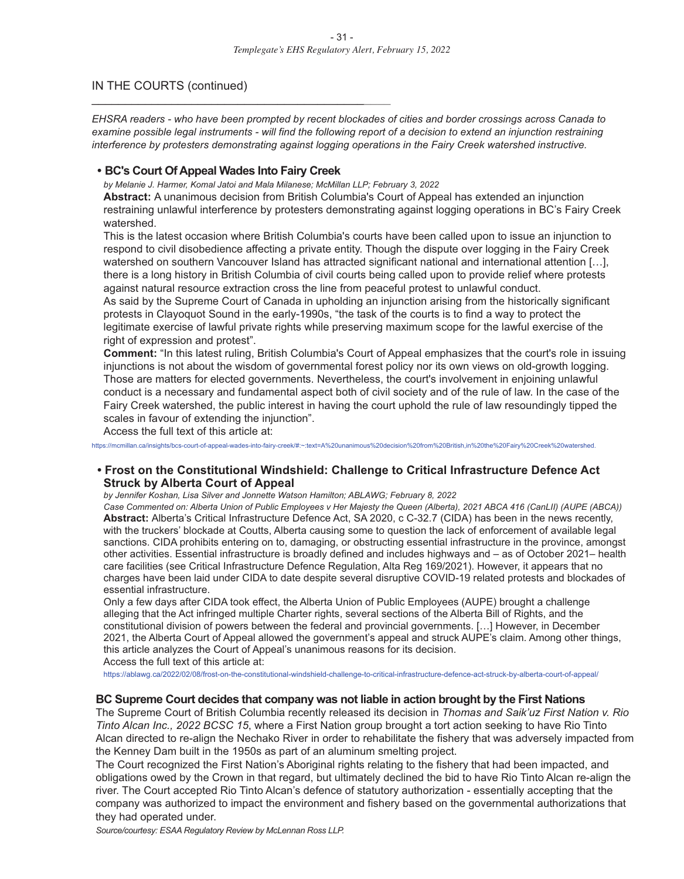## IN THE COURTS (continued)

*EHSRA readers - who have been prompted by recent blockades of cities and border crossings across Canada to examine possible legal instruments - will find the following report of a decision to extend an injunction restraining interference by protesters demonstrating against logging operations in the Fairy Creek watershed instructive.*

### • BC's Court Of Appeal Wades Into Fairy Creek

*by Melanie J. Harmer, Komal Jatoi and Mala Milanese; McMillan LLP; February 3, 2022*

**Abstract:** A unanimous decision from British Columbia's Court of Appeal has extended an injunction restraining unlawful interference by protesters demonstrating against logging operations in BC's Fairy Creek watershed.

This is the latest occasion where British Columbia's courts have been called upon to issue an injunction to respond to civil disobedience affecting a private entity. Though the dispute over logging in the Fairy Creek watershed on southern Vancouver Island has attracted significant national and international attention […], there is a long history in British Columbia of civil courts being called upon to provide relief where protests against natural resource extraction cross the line from peaceful protest to unlawful conduct.

As said by the Supreme Court of Canada in upholding an injunction arising from the historically significant protests in Clayoquot Sound in the early-1990s, "the task of the courts is to find a way to protect the legitimate exercise of lawful private rights while preserving maximum scope for the lawful exercise of the right of expression and protest".

**Comment:** "In this latest ruling, British Columbia's Court of Appeal emphasizes that the court's role in issuing injunctions is not about the wisdom of governmental forest policy nor its own views on old-growth logging. Those are matters for elected governments. Nevertheless, the court's involvement in enjoining unlawful conduct is a necessary and fundamental aspect both of civil society and of the rule of law. In the case of the Fairy Creek watershed, the public interest in having the court uphold the rule of law resoundingly tipped the scales in favour of extending the injunction".

Access the full text of this article at:

https://mcmillan.ca/insights/bcs-court-of-appeal-wades-into-fairy-creek/#:~:text=A%20unanimous%20decision%20from%20British,in%20the%20Fairy%20Creek%20watershed.

### • Frost on the Constitutional Windshield: Challenge to Critical Infrastructure Defence Act Struck by Alberta Court of Appeal

*by Jennifer Koshan, Lisa Silver and Jonnette Watson Hamilton; ABLAWG; February 8, 2022*

*Case Commented on: Alberta Union of Public Employees v Her Majesty the Queen (Alberta), 2021 ABCA 416 (CanLII) (AUPE (ABCA))*

**Abstract:** Alberta's Critical Infrastructure Defence Act, SA 2020, c C-32.7 (CIDA) has been in the news recently, with the truckers' blockade at Coutts, Alberta causing some to question the lack of enforcement of available legal sanctions. CIDA prohibits entering on to, damaging, or obstructing essential infrastructure in the province, amongst other activities. Essential infrastructure is broadly defined and includes highways and – as of October 2021– health care facilities (see Critical Infrastructure Defence Regulation, Alta Reg 169/2021). However, it appears that no charges have been laid under CIDA to date despite several disruptive COVID-19 related protests and blockades of essential infrastructure.

Only a few days after CIDA took effect, the Alberta Union of Public Employees (AUPE) brought a challenge alleging that the Act infringed multiple Charter rights, several sections of the Alberta Bill of Rights, and the constitutional division of powers between the federal and provincial governments. […] However, in December 2021, the Alberta Court of Appeal allowed the government's appeal and struck AUPE's claim. Among other things, this article analyzes the Court of Appeal's unanimous reasons for its decision.

Access the full text of this article at:

https://ablawg.ca/2022/02/08/frost-on-the-constitutional-windshield-challenge-to-critical-infrastructure-defence-act-struck-by-alberta-court-of-appeal/

### BC Supreme Court decides that company was not liable in action brought by the First Nations

The Supreme Court of British Columbia recently released its decision in *Thomas and Saik'uz First Nation v. Rio Tinto Alcan Inc., 2022 BCSC 15*, where a First Nation group brought a tort action seeking to have Rio Tinto Alcan directed to re-align the Nechako River in order to rehabilitate the fishery that was adversely impacted from the Kenney Dam built in the 1950s as part of an aluminum smelting project.

The Court recognized the First Nation's Aboriginal rights relating to the fishery that had been impacted, and obligations owed by the Crown in that regard, but ultimately declined the bid to have Rio Tinto Alcan re-align the river. The Court accepted Rio Tinto Alcan's defence of statutory authorization - essentially accepting that the company was authorized to impact the environment and fishery based on the governmental authorizations that they had operated under.

*Source/courtesy: ESAA Regulatory Review by McLennan Ross LLP.*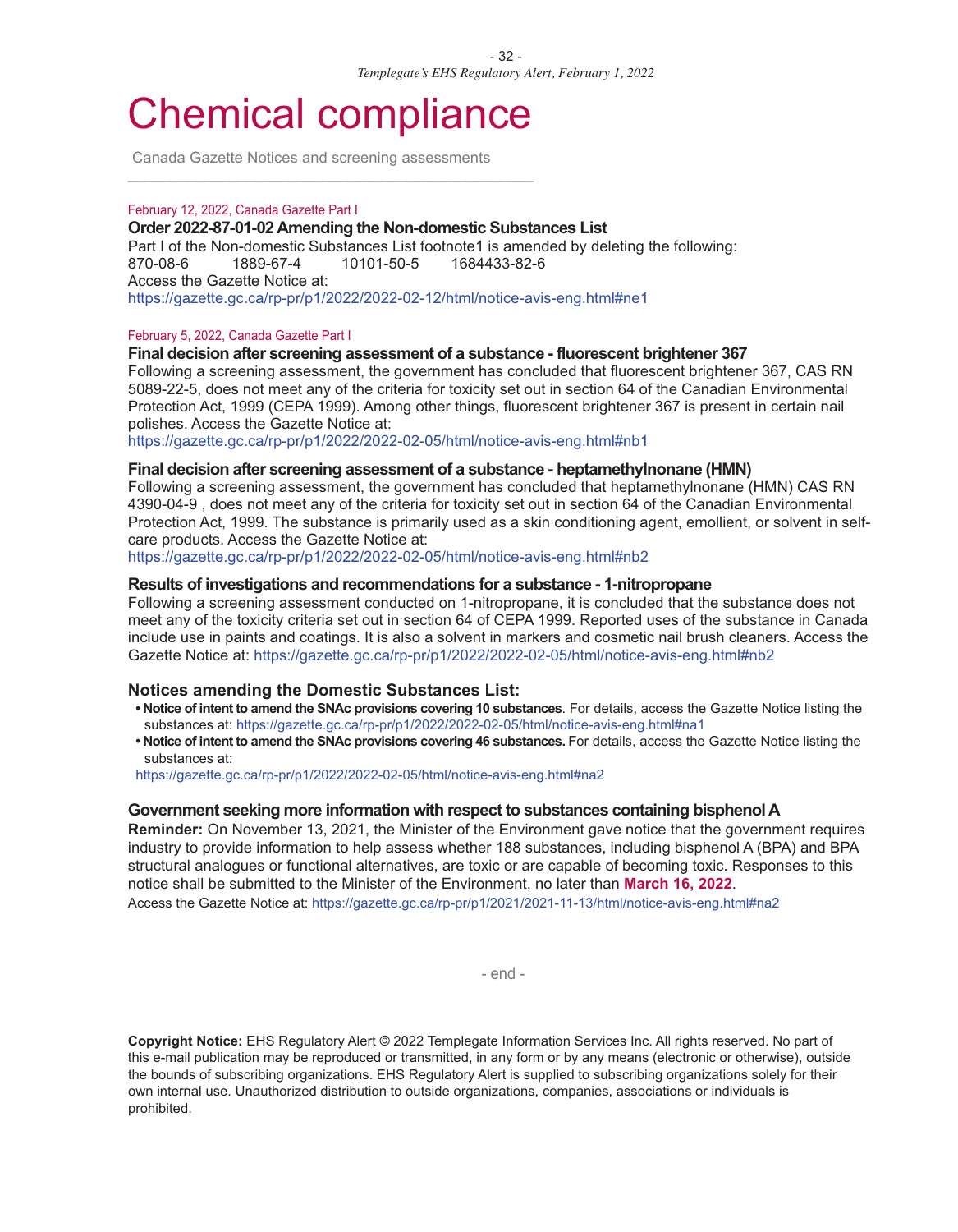// Chemical compliance

Canada Gazette Notices and screening assessments

February 12, 2022, Canada Gazette Part I

**Order 2022-87-01-02 Amending the Non-domestic Substances List**

Part I of the Non-domestic Substances List footnote1 is amended by deleting the following:
870-08-6 1889-67-4 10101-50-5 1684433-82-6
Access the Gazette Notice at:
https://gazette.gc.ca/rp-pr/p1/2022/2022-02-12/html/notice-avis-eng.html#ne1

February 5, 2022, Canada Gazette Part I

**Final decision after screening assessment of a substance - fluorescent brightener 367**

Following a screening assessment, the government has concluded that fluorescent brightener 367, CAS RN 5089-22-5, does not meet any of the criteria for toxicity set out in section 64 of the Canadian Environmental Protection Act, 1999 (CEPA 1999). Among other things, fluorescent brightener 367 is present in certain nail polishes. Access the Gazette Notice at:
https://gazette.gc.ca/rp-pr/p1/2022/2022-02-05/html/notice-avis-eng.html#nb1

**Final decision after screening assessment of a substance - heptamethylnonane (HMN)**

Following a screening assessment, the government has concluded that heptamethylnonane (HMN) CAS RN 4390-04-9 , does not meet any of the criteria for toxicity set out in section 64 of the Canadian Environmental Protection Act, 1999. The substance is primarily used as a skin conditioning agent, emollient, or solvent in self-care products. Access the Gazette Notice at:
https://gazette.gc.ca/rp-pr/p1/2022/2022-02-05/html/notice-avis-eng.html#nb2

**Results of investigations and recommendations for a substance - 1-nitropropane**

Following a screening assessment conducted on 1-nitropropane, it is concluded that the substance does not meet any of the toxicity criteria set out in section 64 of CEPA 1999. Reported uses of the substance in Canada include use in paints and coatings. It is also a solvent in markers and cosmetic nail brush cleaners. Access the Gazette Notice at: https://gazette.gc.ca/rp-pr/p1/2022/2022-02-05/html/notice-avis-eng.html#nb2

**Notices amending the Domestic Substances List:**

- **Notice of intent to amend the SNAc provisions covering 10 substances**. For details, access the Gazette Notice listing the substances at: https://gazette.gc.ca/rp-pr/p1/2022/2022-02-05/html/notice-avis-eng.html#na1
- **Notice of intent to amend the SNAc provisions covering 46 substances.** For details, access the Gazette Notice listing the substances at:
  https://gazette.gc.ca/rp-pr/p1/2022/2022-02-05/html/notice-avis-eng.html#na2

**Government seeking more information with respect to substances containing bisphenol A**

**Reminder:** On November 13, 2021, the Minister of the Environment gave notice that the government requires industry to provide information to help assess whether 188 substances, including bisphenol A (BPA) and BPA structural analogues or functional alternatives, are toxic or are capable of becoming toxic. Responses to this notice shall be submitted to the Minister of the Environment, no later than **March 16, 2022**.
Access the Gazette Notice at: https://gazette.gc.ca/rp-pr/p1/2021/2021-11-13/html/notice-avis-eng.html#na2

- end -

**Copyright Notice:** EHS Regulatory Alert © 2022 Templegate Information Services Inc. All rights reserved. No part of this e-mail publication may be reproduced or transmitted, in any form or by any means (electronic or otherwise), outside the bounds of subscribing organizations. EHS Regulatory Alert is supplied to subscribing organizations solely for their own internal use. Unauthorized distribution to outside organizations, companies, associations or individuals is prohibited.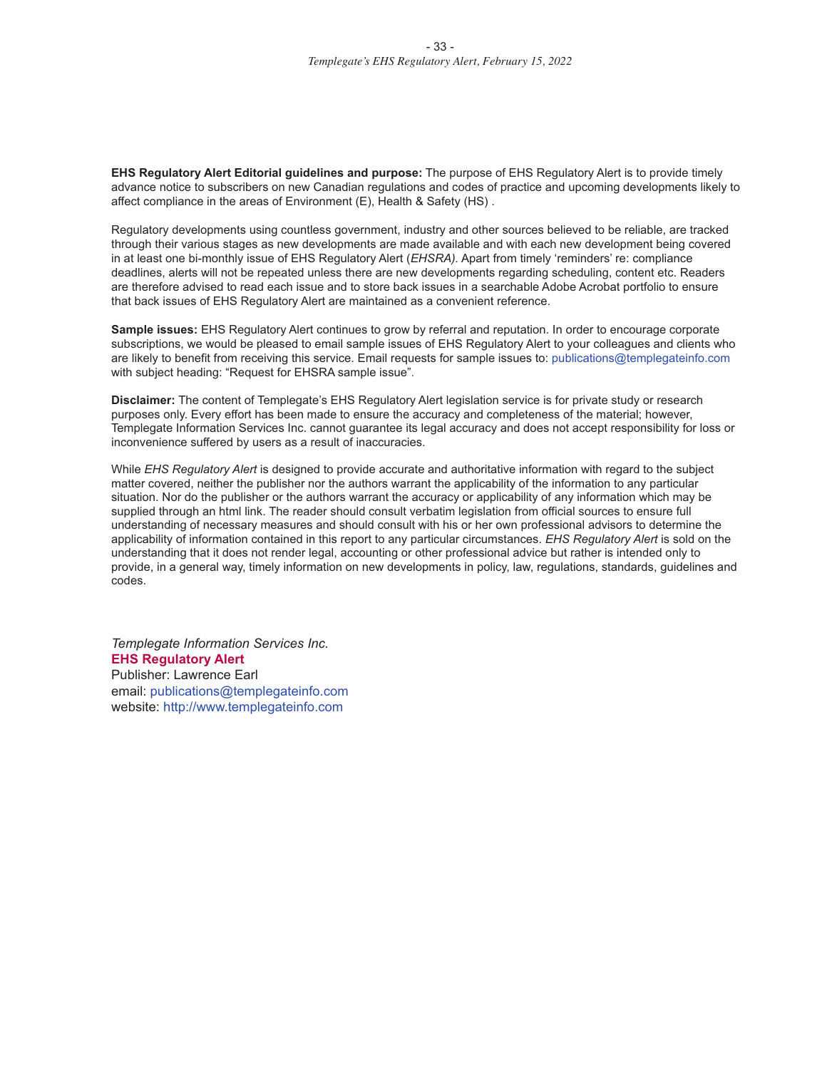**EHS Regulatory Alert Editorial guidelines and purpose:** The purpose of EHS Regulatory Alert is to provide timely advance notice to subscribers on new Canadian regulations and codes of practice and upcoming developments likely to affect compliance in the areas of Environment (E), Health & Safety (HS) .

Regulatory developments using countless government, industry and other sources believed to be reliable, are tracked through their various stages as new developments are made available and with each new development being covered in at least one bi-monthly issue of EHS Regulatory Alert (*EHSRA).* Apart from timely 'reminders' re: compliance deadlines, alerts will not be repeated unless there are new developments regarding scheduling, content etc. Readers are therefore advised to read each issue and to store back issues in a searchable Adobe Acrobat portfolio to ensure that back issues of EHS Regulatory Alert are maintained as a convenient reference.

**Sample issues:** EHS Regulatory Alert continues to grow by referral and reputation. In order to encourage corporate subscriptions, we would be pleased to email sample issues of EHS Regulatory Alert to your colleagues and clients who are likely to benefit from receiving this service. Email requests for sample issues to: publications@templegateinfo.com with subject heading: "Request for EHSRA sample issue".

**Disclaimer:** The content of Templegate's EHS Regulatory Alert legislation service is for private study or research purposes only. Every effort has been made to ensure the accuracy and completeness of the material; however, Templegate Information Services Inc. cannot guarantee its legal accuracy and does not accept responsibility for loss or inconvenience suffered by users as a result of inaccuracies.

While *EHS Regulatory Alert* is designed to provide accurate and authoritative information with regard to the subject matter covered, neither the publisher nor the authors warrant the applicability of the information to any particular situation. Nor do the publisher or the authors warrant the accuracy or applicability of any information which may be supplied through an html link. The reader should consult verbatim legislation from official sources to ensure full understanding of necessary measures and should consult with his or her own professional advisors to determine the applicability of information contained in this report to any particular circumstances. *EHS Regulatory Alert* is sold on the understanding that it does not render legal, accounting or other professional advice but rather is intended only to provide, in a general way, timely information on new developments in policy, law, regulations, standards, guidelines and codes.

*Templegate Information Services Inc.*
**EHS Regulatory Alert**
Publisher: Lawrence Earl
email: publications@templegateinfo.com
website: http://www.templegateinfo.com